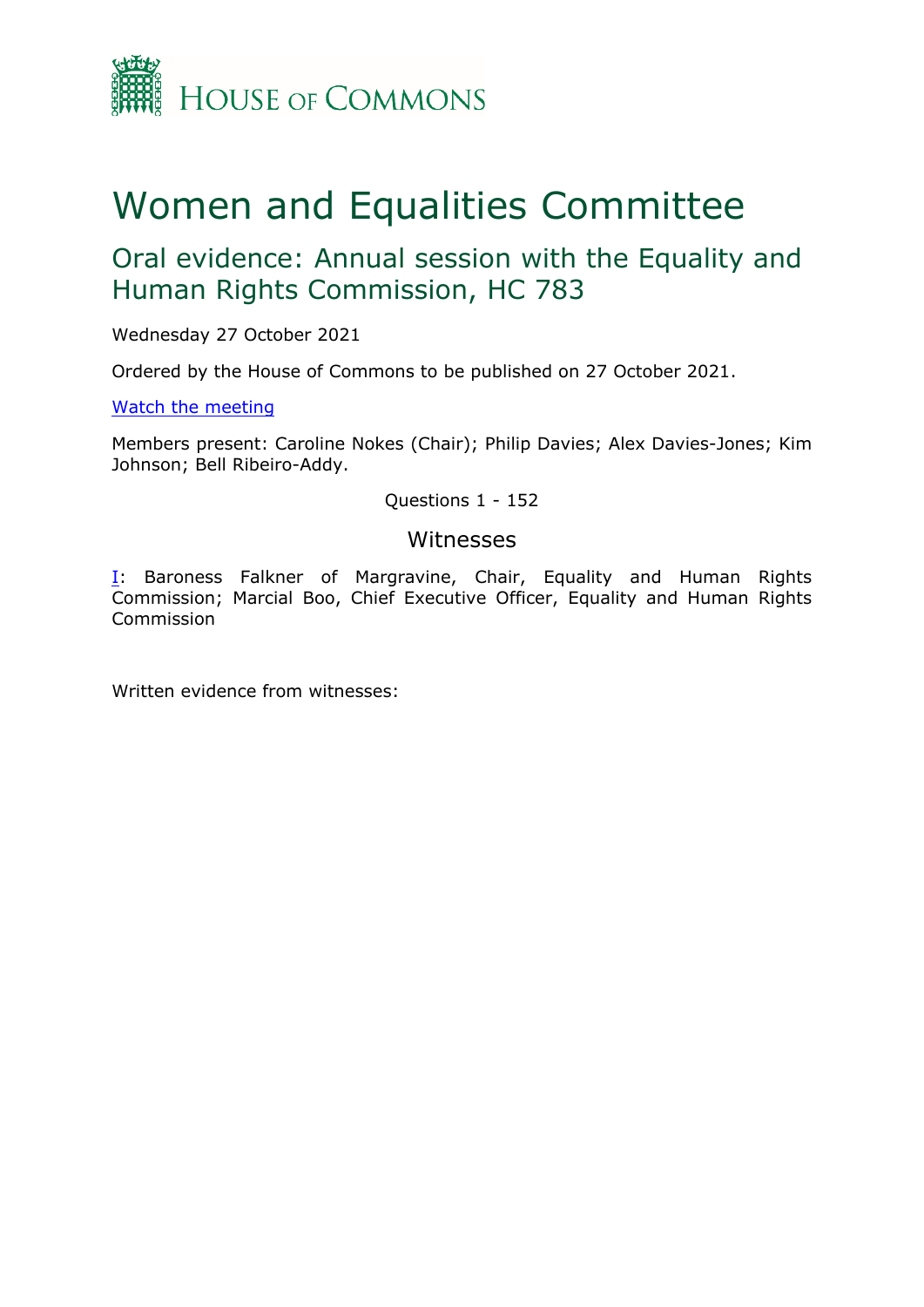House of Commons

# Women and Equalities Committee

## Oral evidence: Annual session with the Equality and Human Rights Commission, HC 783

Wednesday 27 October 2021

Ordered by the House of Commons to be published on 27 October 2021.

[Watch the meeting]

Members present: Caroline Nokes (Chair); Philip Davies; Alex Davies-Jones; Kim Johnson; Bell Ribeiro-Addy.

Questions 1 - 152

### Witnesses

I: Baroness Falkner of Margravine, Chair, Equality and Human Rights Commission; Marcial Boo, Chief Executive Officer, Equality and Human Rights Commission

Written evidence from witnesses: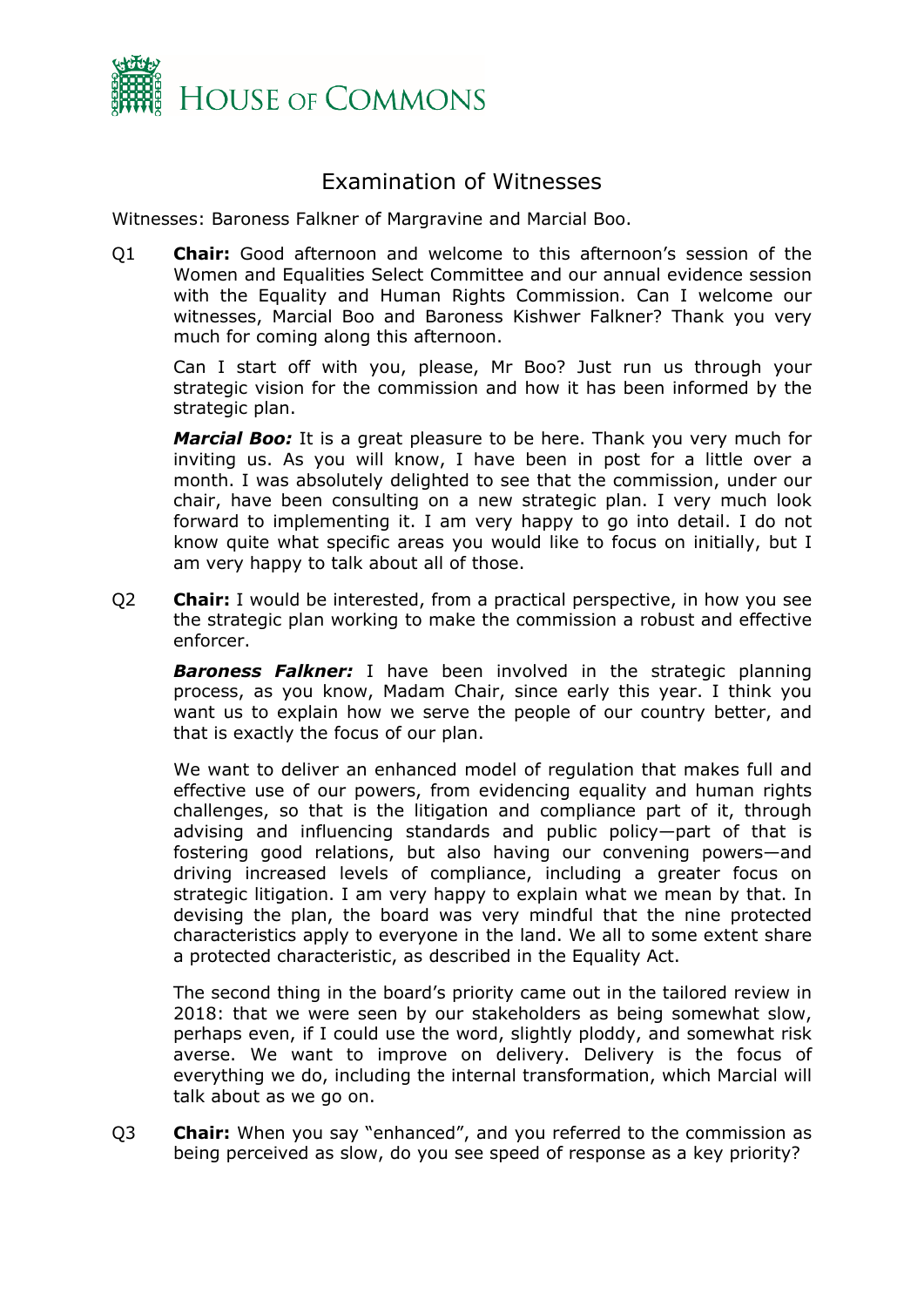# Examination of Witnesses

Witnesses: Baroness Falkner of Margravine and Marcial Boo.

Q1 **Chair:** Good afternoon and welcome to this afternoon's session of the Women and Equalities Select Committee and our annual evidence session with the Equality and Human Rights Commission. Can I welcome our witnesses, Marcial Boo and Baroness Kishwer Falkner? Thank you very much for coming along this afternoon.

Can I start off with you, please, Mr Boo? Just run us through your strategic vision for the commission and how it has been informed by the strategic plan.

***Marcial Boo:*** It is a great pleasure to be here. Thank you very much for inviting us. As you will know, I have been in post for a little over a month. I was absolutely delighted to see that the commission, under our chair, have been consulting on a new strategic plan. I very much look forward to implementing it. I am very happy to go into detail. I do not know quite what specific areas you would like to focus on initially, but I am very happy to talk about all of those.

Q2 **Chair:** I would be interested, from a practical perspective, in how you see the strategic plan working to make the commission a robust and effective enforcer.

***Baroness Falkner:*** I have been involved in the strategic planning process, as you know, Madam Chair, since early this year. I think you want us to explain how we serve the people of our country better, and that is exactly the focus of our plan.

We want to deliver an enhanced model of regulation that makes full and effective use of our powers, from evidencing equality and human rights challenges, so that is the litigation and compliance part of it, through advising and influencing standards and public policy—part of that is fostering good relations, but also having our convening powers—and driving increased levels of compliance, including a greater focus on strategic litigation. I am very happy to explain what we mean by that. In devising the plan, the board was very mindful that the nine protected characteristics apply to everyone in the land. We all to some extent share a protected characteristic, as described in the Equality Act.

The second thing in the board's priority came out in the tailored review in 2018: that we were seen by our stakeholders as being somewhat slow, perhaps even, if I could use the word, slightly ploddy, and somewhat risk averse. We want to improve on delivery. Delivery is the focus of everything we do, including the internal transformation, which Marcial will talk about as we go on.

Q3 **Chair:** When you say "enhanced", and you referred to the commission as being perceived as slow, do you see speed of response as a key priority?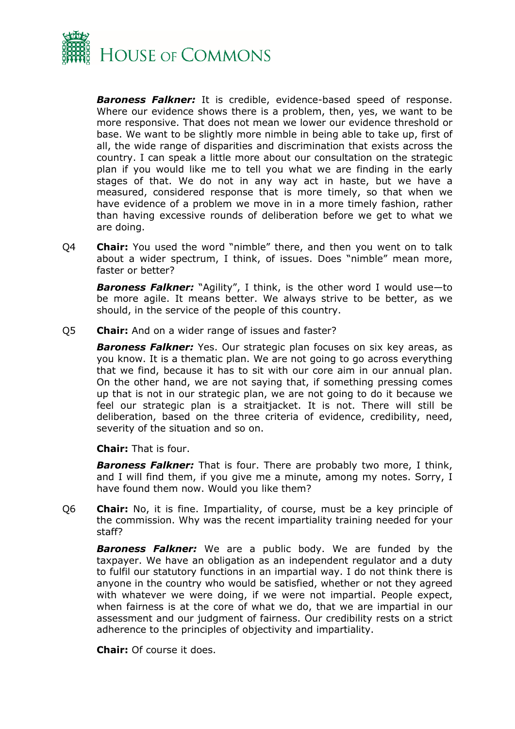***Baroness Falkner:*** It is credible, evidence-based speed of response. Where our evidence shows there is a problem, then, yes, we want to be more responsive. That does not mean we lower our evidence threshold or base. We want to be slightly more nimble in being able to take up, first of all, the wide range of disparities and discrimination that exists across the country. I can speak a little more about our consultation on the strategic plan if you would like me to tell you what we are finding in the early stages of that. We do not in any way act in haste, but we have a measured, considered response that is more timely, so that when we have evidence of a problem we move in in a more timely fashion, rather than having excessive rounds of deliberation before we get to what we are doing.

Q4 **Chair:** You used the word "nimble" there, and then you went on to talk about a wider spectrum, I think, of issues. Does "nimble" mean more, faster or better?

***Baroness Falkner:*** "Agility", I think, is the other word I would use—to be more agile. It means better. We always strive to be better, as we should, in the service of the people of this country.

Q5 **Chair:** And on a wider range of issues and faster?

***Baroness Falkner:*** Yes. Our strategic plan focuses on six key areas, as you know. It is a thematic plan. We are not going to go across everything that we find, because it has to sit with our core aim in our annual plan. On the other hand, we are not saying that, if something pressing comes up that is not in our strategic plan, we are not going to do it because we feel our strategic plan is a straitjacket. It is not. There will still be deliberation, based on the three criteria of evidence, credibility, need, severity of the situation and so on.

**Chair:** That is four.

***Baroness Falkner:*** That is four. There are probably two more, I think, and I will find them, if you give me a minute, among my notes. Sorry, I have found them now. Would you like them?

Q6 **Chair:** No, it is fine. Impartiality, of course, must be a key principle of the commission. Why was the recent impartiality training needed for your staff?

***Baroness Falkner:*** We are a public body. We are funded by the taxpayer. We have an obligation as an independent regulator and a duty to fulfil our statutory functions in an impartial way. I do not think there is anyone in the country who would be satisfied, whether or not they agreed with whatever we were doing, if we were not impartial. People expect, when fairness is at the core of what we do, that we are impartial in our assessment and our judgment of fairness. Our credibility rests on a strict adherence to the principles of objectivity and impartiality.

**Chair:** Of course it does.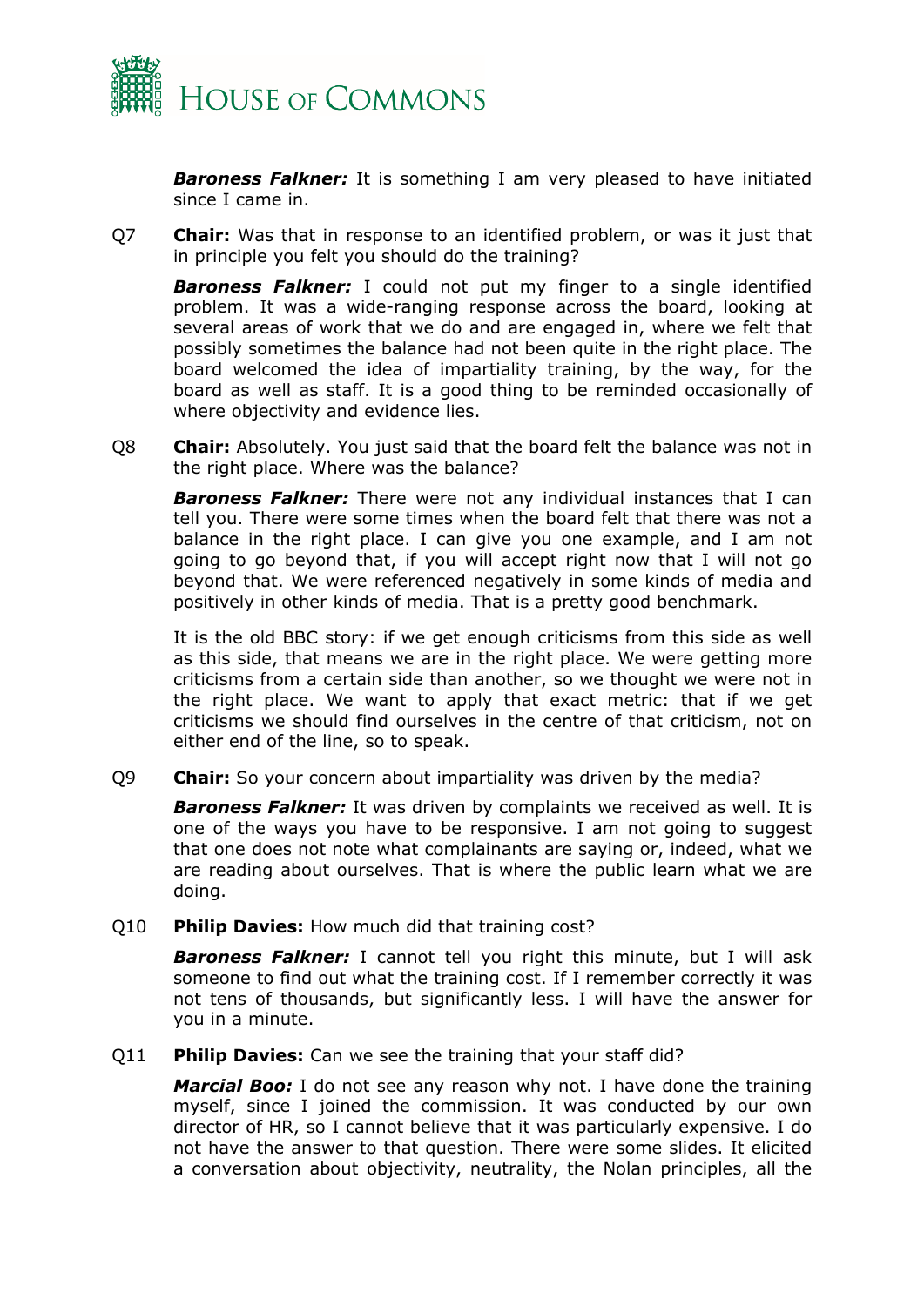***Baroness Falkner:*** It is something I am very pleased to have initiated since I came in.

Q7 **Chair:** Was that in response to an identified problem, or was it just that in principle you felt you should do the training?

***Baroness Falkner:*** I could not put my finger to a single identified problem. It was a wide-ranging response across the board, looking at several areas of work that we do and are engaged in, where we felt that possibly sometimes the balance had not been quite in the right place. The board welcomed the idea of impartiality training, by the way, for the board as well as staff. It is a good thing to be reminded occasionally of where objectivity and evidence lies.

Q8 **Chair:** Absolutely. You just said that the board felt the balance was not in the right place. Where was the balance?

***Baroness Falkner:*** There were not any individual instances that I can tell you. There were some times when the board felt that there was not a balance in the right place. I can give you one example, and I am not going to go beyond that, if you will accept right now that I will not go beyond that. We were referenced negatively in some kinds of media and positively in other kinds of media. That is a pretty good benchmark.

It is the old BBC story: if we get enough criticisms from this side as well as this side, that means we are in the right place. We were getting more criticisms from a certain side than another, so we thought we were not in the right place. We want to apply that exact metric: that if we get criticisms we should find ourselves in the centre of that criticism, not on either end of the line, so to speak.

Q9 **Chair:** So your concern about impartiality was driven by the media?

***Baroness Falkner:*** It was driven by complaints we received as well. It is one of the ways you have to be responsive. I am not going to suggest that one does not note what complainants are saying or, indeed, what we are reading about ourselves. That is where the public learn what we are doing.

Q10 **Philip Davies:** How much did that training cost?

***Baroness Falkner:*** I cannot tell you right this minute, but I will ask someone to find out what the training cost. If I remember correctly it was not tens of thousands, but significantly less. I will have the answer for you in a minute.

Q11 **Philip Davies:** Can we see the training that your staff did?

***Marcial Boo:*** I do not see any reason why not. I have done the training myself, since I joined the commission. It was conducted by our own director of HR, so I cannot believe that it was particularly expensive. I do not have the answer to that question. There were some slides. It elicited a conversation about objectivity, neutrality, the Nolan principles, all the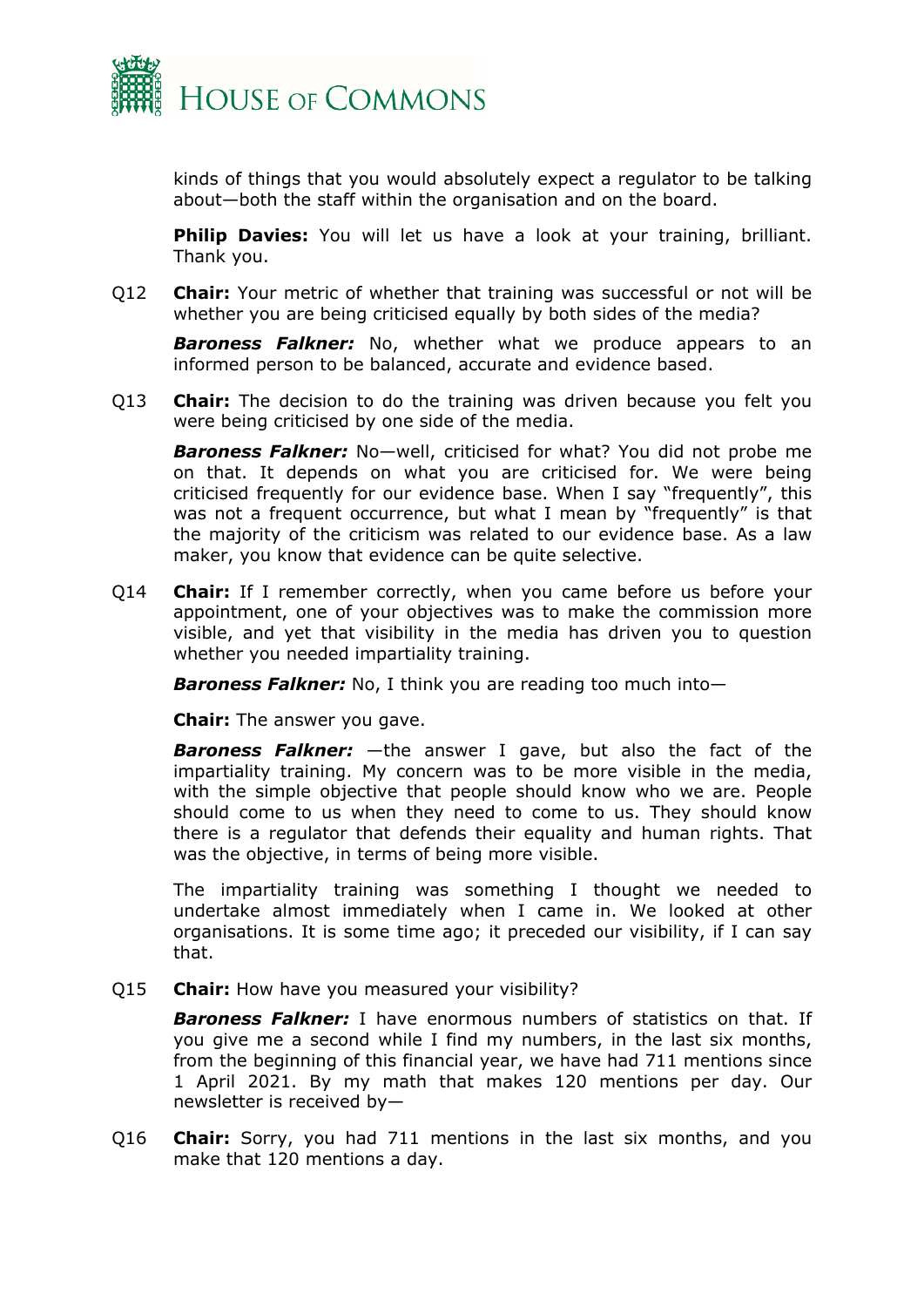kinds of things that you would absolutely expect a regulator to be talking about—both the staff within the organisation and on the board.

**Philip Davies:** You will let us have a look at your training, brilliant. Thank you.

Q12 **Chair:** Your metric of whether that training was successful or not will be whether you are being criticised equally by both sides of the media?

***Baroness Falkner:*** No, whether what we produce appears to an informed person to be balanced, accurate and evidence based.

Q13 **Chair:** The decision to do the training was driven because you felt you were being criticised by one side of the media.

***Baroness Falkner:*** No—well, criticised for what? You did not probe me on that. It depends on what you are criticised for. We were being criticised frequently for our evidence base. When I say "frequently", this was not a frequent occurrence, but what I mean by "frequently" is that the majority of the criticism was related to our evidence base. As a law maker, you know that evidence can be quite selective.

Q14 **Chair:** If I remember correctly, when you came before us before your appointment, one of your objectives was to make the commission more visible, and yet that visibility in the media has driven you to question whether you needed impartiality training.

***Baroness Falkner:*** No, I think you are reading too much into—

**Chair:** The answer you gave.

***Baroness Falkner:*** —the answer I gave, but also the fact of the impartiality training. My concern was to be more visible in the media, with the simple objective that people should know who we are. People should come to us when they need to come to us. They should know there is a regulator that defends their equality and human rights. That was the objective, in terms of being more visible.

The impartiality training was something I thought we needed to undertake almost immediately when I came in. We looked at other organisations. It is some time ago; it preceded our visibility, if I can say that.

Q15 **Chair:** How have you measured your visibility?

***Baroness Falkner:*** I have enormous numbers of statistics on that. If you give me a second while I find my numbers, in the last six months, from the beginning of this financial year, we have had 711 mentions since 1 April 2021. By my math that makes 120 mentions per day. Our newsletter is received by—

Q16 **Chair:** Sorry, you had 711 mentions in the last six months, and you make that 120 mentions a day.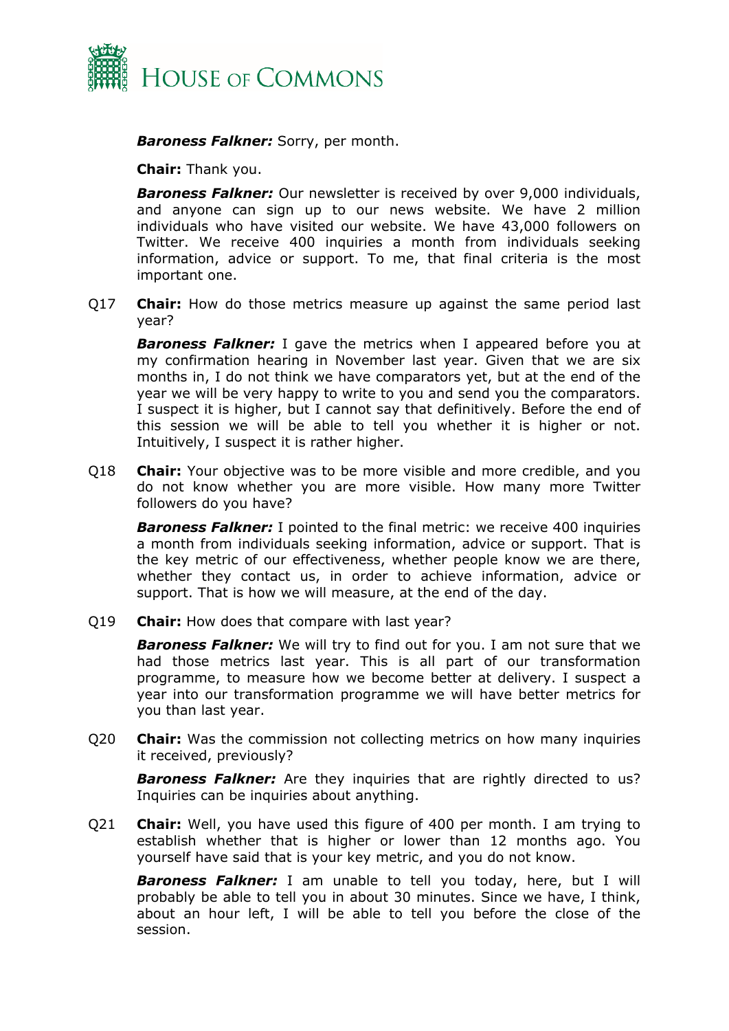***Baroness Falkner:*** Sorry, per month.

**Chair:** Thank you.

***Baroness Falkner:*** Our newsletter is received by over 9,000 individuals, and anyone can sign up to our news website. We have 2 million individuals who have visited our website. We have 43,000 followers on Twitter. We receive 400 inquiries a month from individuals seeking information, advice or support. To me, that final criteria is the most important one.

Q17 **Chair:** How do those metrics measure up against the same period last year?

***Baroness Falkner:*** I gave the metrics when I appeared before you at my confirmation hearing in November last year. Given that we are six months in, I do not think we have comparators yet, but at the end of the year we will be very happy to write to you and send you the comparators. I suspect it is higher, but I cannot say that definitively. Before the end of this session we will be able to tell you whether it is higher or not. Intuitively, I suspect it is rather higher.

Q18 **Chair:** Your objective was to be more visible and more credible, and you do not know whether you are more visible. How many more Twitter followers do you have?

***Baroness Falkner:*** I pointed to the final metric: we receive 400 inquiries a month from individuals seeking information, advice or support. That is the key metric of our effectiveness, whether people know we are there, whether they contact us, in order to achieve information, advice or support. That is how we will measure, at the end of the day.

Q19 **Chair:** How does that compare with last year?

***Baroness Falkner:*** We will try to find out for you. I am not sure that we had those metrics last year. This is all part of our transformation programme, to measure how we become better at delivery. I suspect a year into our transformation programme we will have better metrics for you than last year.

Q20 **Chair:** Was the commission not collecting metrics on how many inquiries it received, previously?

***Baroness Falkner:*** Are they inquiries that are rightly directed to us? Inquiries can be inquiries about anything.

Q21 **Chair:** Well, you have used this figure of 400 per month. I am trying to establish whether that is higher or lower than 12 months ago. You yourself have said that is your key metric, and you do not know.

***Baroness Falkner:*** I am unable to tell you today, here, but I will probably be able to tell you in about 30 minutes. Since we have, I think, about an hour left, I will be able to tell you before the close of the session.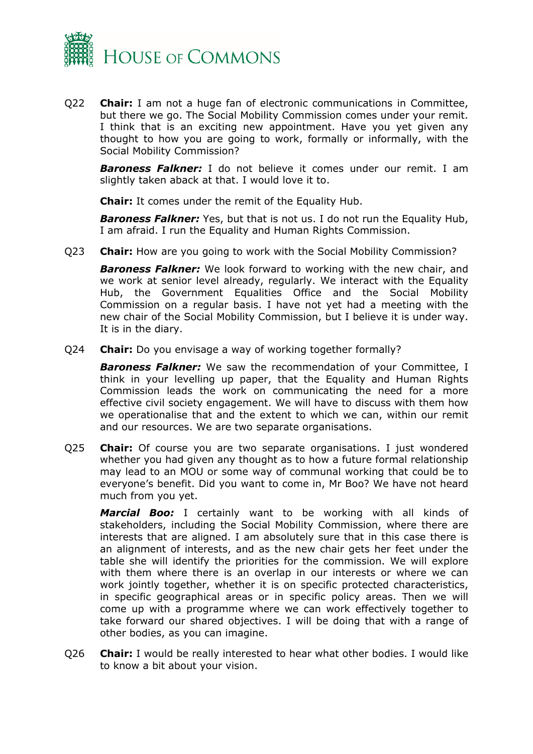Q22 **Chair:** I am not a huge fan of electronic communications in Committee, but there we go. The Social Mobility Commission comes under your remit. I think that is an exciting new appointment. Have you yet given any thought to how you are going to work, formally or informally, with the Social Mobility Commission?

***Baroness Falkner:*** I do not believe it comes under our remit. I am slightly taken aback at that. I would love it to.

**Chair:** It comes under the remit of the Equality Hub.

***Baroness Falkner:*** Yes, but that is not us. I do not run the Equality Hub, I am afraid. I run the Equality and Human Rights Commission.

Q23 **Chair:** How are you going to work with the Social Mobility Commission?

***Baroness Falkner:*** We look forward to working with the new chair, and we work at senior level already, regularly. We interact with the Equality Hub, the Government Equalities Office and the Social Mobility Commission on a regular basis. I have not yet had a meeting with the new chair of the Social Mobility Commission, but I believe it is under way. It is in the diary.

Q24 **Chair:** Do you envisage a way of working together formally?

***Baroness Falkner:*** We saw the recommendation of your Committee, I think in your levelling up paper, that the Equality and Human Rights Commission leads the work on communicating the need for a more effective civil society engagement. We will have to discuss with them how we operationalise that and the extent to which we can, within our remit and our resources. We are two separate organisations.

Q25 **Chair:** Of course you are two separate organisations. I just wondered whether you had given any thought as to how a future formal relationship may lead to an MOU or some way of communal working that could be to everyone's benefit. Did you want to come in, Mr Boo? We have not heard much from you yet.

***Marcial Boo:*** I certainly want to be working with all kinds of stakeholders, including the Social Mobility Commission, where there are interests that are aligned. I am absolutely sure that in this case there is an alignment of interests, and as the new chair gets her feet under the table she will identify the priorities for the commission. We will explore with them where there is an overlap in our interests or where we can work jointly together, whether it is on specific protected characteristics, in specific geographical areas or in specific policy areas. Then we will come up with a programme where we can work effectively together to take forward our shared objectives. I will be doing that with a range of other bodies, as you can imagine.

Q26 **Chair:** I would be really interested to hear what other bodies. I would like to know a bit about your vision.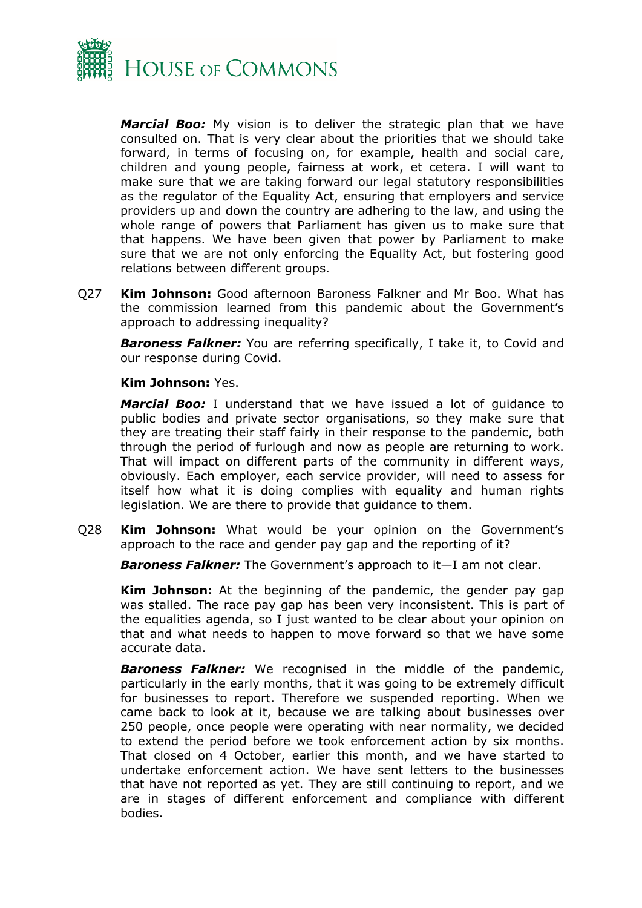***Marcial Boo:*** My vision is to deliver the strategic plan that we have consulted on. That is very clear about the priorities that we should take forward, in terms of focusing on, for example, health and social care, children and young people, fairness at work, et cetera. I will want to make sure that we are taking forward our legal statutory responsibilities as the regulator of the Equality Act, ensuring that employers and service providers up and down the country are adhering to the law, and using the whole range of powers that Parliament has given us to make sure that that happens. We have been given that power by Parliament to make sure that we are not only enforcing the Equality Act, but fostering good relations between different groups.

Q27 **Kim Johnson:** Good afternoon Baroness Falkner and Mr Boo. What has the commission learned from this pandemic about the Government's approach to addressing inequality?

***Baroness Falkner:*** You are referring specifically, I take it, to Covid and our response during Covid.

**Kim Johnson:** Yes.

***Marcial Boo:*** I understand that we have issued a lot of guidance to public bodies and private sector organisations, so they make sure that they are treating their staff fairly in their response to the pandemic, both through the period of furlough and now as people are returning to work. That will impact on different parts of the community in different ways, obviously. Each employer, each service provider, will need to assess for itself how what it is doing complies with equality and human rights legislation. We are there to provide that guidance to them.

Q28 **Kim Johnson:** What would be your opinion on the Government's approach to the race and gender pay gap and the reporting of it?

***Baroness Falkner:*** The Government's approach to it—I am not clear.

**Kim Johnson:** At the beginning of the pandemic, the gender pay gap was stalled. The race pay gap has been very inconsistent. This is part of the equalities agenda, so I just wanted to be clear about your opinion on that and what needs to happen to move forward so that we have some accurate data.

***Baroness Falkner:*** We recognised in the middle of the pandemic, particularly in the early months, that it was going to be extremely difficult for businesses to report. Therefore we suspended reporting. When we came back to look at it, because we are talking about businesses over 250 people, once people were operating with near normality, we decided to extend the period before we took enforcement action by six months. That closed on 4 October, earlier this month, and we have started to undertake enforcement action. We have sent letters to the businesses that have not reported as yet. They are still continuing to report, and we are in stages of different enforcement and compliance with different bodies.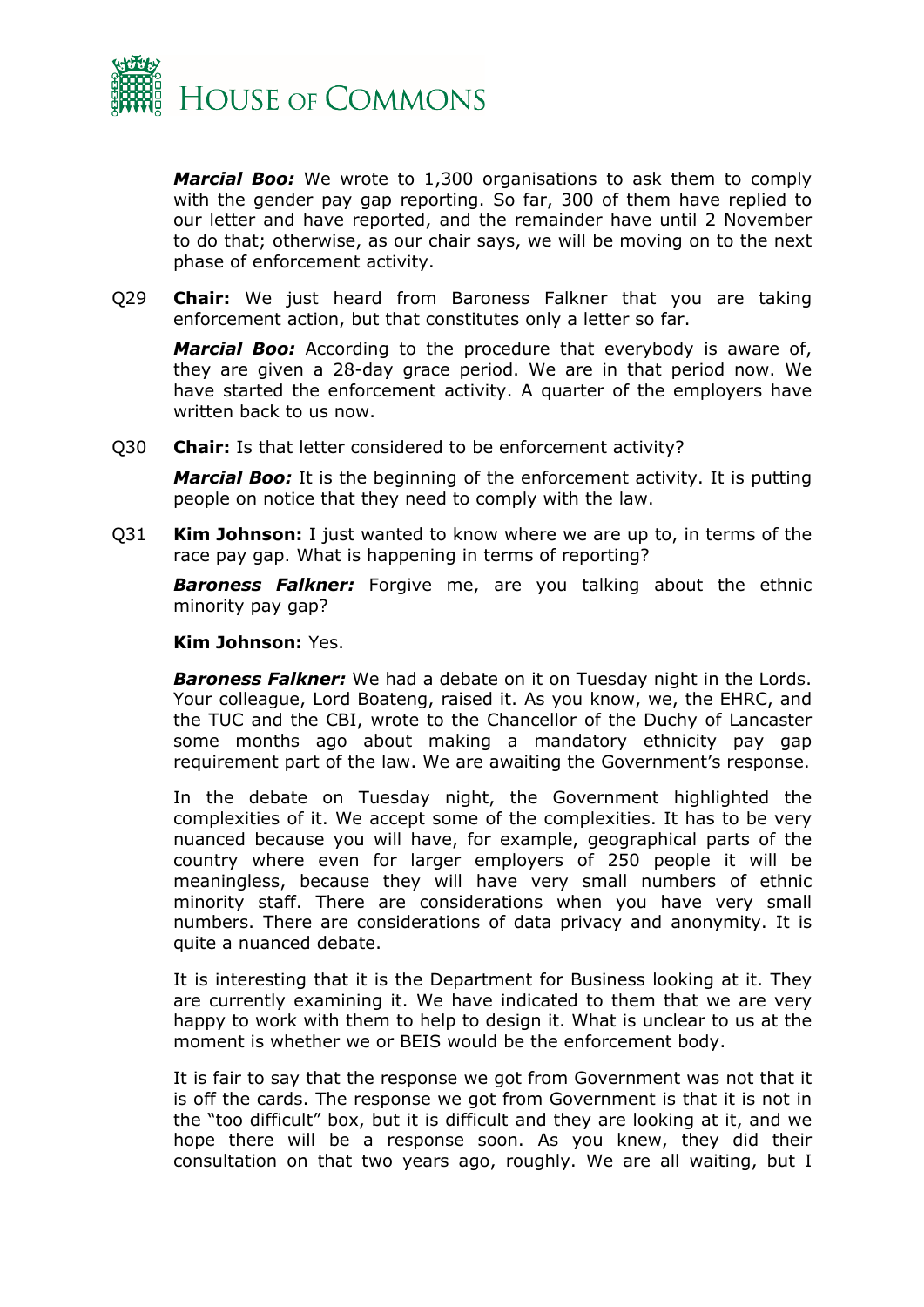***Marcial Boo:*** We wrote to 1,300 organisations to ask them to comply with the gender pay gap reporting. So far, 300 of them have replied to our letter and have reported, and the remainder have until 2 November to do that; otherwise, as our chair says, we will be moving on to the next phase of enforcement activity.

Q29 **Chair:** We just heard from Baroness Falkner that you are taking enforcement action, but that constitutes only a letter so far.

***Marcial Boo:*** According to the procedure that everybody is aware of, they are given a 28-day grace period. We are in that period now. We have started the enforcement activity. A quarter of the employers have written back to us now.

Q30 **Chair:** Is that letter considered to be enforcement activity?

***Marcial Boo:*** It is the beginning of the enforcement activity. It is putting people on notice that they need to comply with the law.

Q31 **Kim Johnson:** I just wanted to know where we are up to, in terms of the race pay gap. What is happening in terms of reporting?

***Baroness Falkner:*** Forgive me, are you talking about the ethnic minority pay gap?

**Kim Johnson:** Yes.

***Baroness Falkner:*** We had a debate on it on Tuesday night in the Lords. Your colleague, Lord Boateng, raised it. As you know, we, the EHRC, and the TUC and the CBI, wrote to the Chancellor of the Duchy of Lancaster some months ago about making a mandatory ethnicity pay gap requirement part of the law. We are awaiting the Government's response.

In the debate on Tuesday night, the Government highlighted the complexities of it. We accept some of the complexities. It has to be very nuanced because you will have, for example, geographical parts of the country where even for larger employers of 250 people it will be meaningless, because they will have very small numbers of ethnic minority staff. There are considerations when you have very small numbers. There are considerations of data privacy and anonymity. It is quite a nuanced debate.

It is interesting that it is the Department for Business looking at it. They are currently examining it. We have indicated to them that we are very happy to work with them to help to design it. What is unclear to us at the moment is whether we or BEIS would be the enforcement body.

It is fair to say that the response we got from Government was not that it is off the cards. The response we got from Government is that it is not in the "too difficult" box, but it is difficult and they are looking at it, and we hope there will be a response soon. As you knew, they did their consultation on that two years ago, roughly. We are all waiting, but I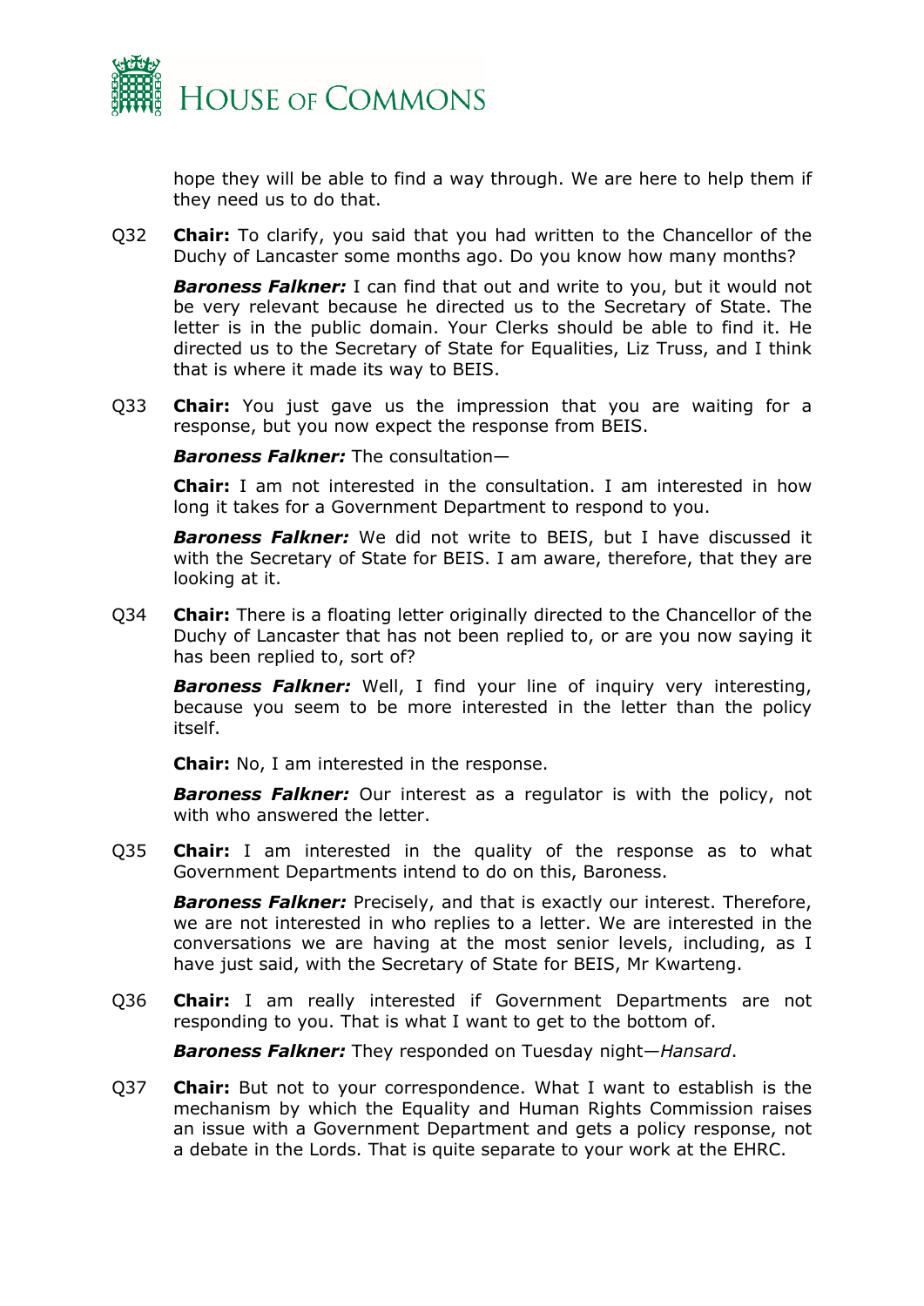hope they will be able to find a way through. We are here to help them if they need us to do that.

Q32 **Chair:** To clarify, you said that you had written to the Chancellor of the Duchy of Lancaster some months ago. Do you know how many months?

***Baroness Falkner:*** I can find that out and write to you, but it would not be very relevant because he directed us to the Secretary of State. The letter is in the public domain. Your Clerks should be able to find it. He directed us to the Secretary of State for Equalities, Liz Truss, and I think that is where it made its way to BEIS.

Q33 **Chair:** You just gave us the impression that you are waiting for a response, but you now expect the response from BEIS.

***Baroness Falkner:*** The consultation—

**Chair:** I am not interested in the consultation. I am interested in how long it takes for a Government Department to respond to you.

***Baroness Falkner:*** We did not write to BEIS, but I have discussed it with the Secretary of State for BEIS. I am aware, therefore, that they are looking at it.

Q34 **Chair:** There is a floating letter originally directed to the Chancellor of the Duchy of Lancaster that has not been replied to, or are you now saying it has been replied to, sort of?

***Baroness Falkner:*** Well, I find your line of inquiry very interesting, because you seem to be more interested in the letter than the policy itself.

**Chair:** No, I am interested in the response.

***Baroness Falkner:*** Our interest as a regulator is with the policy, not with who answered the letter.

Q35 **Chair:** I am interested in the quality of the response as to what Government Departments intend to do on this, Baroness.

***Baroness Falkner:*** Precisely, and that is exactly our interest. Therefore, we are not interested in who replies to a letter. We are interested in the conversations we are having at the most senior levels, including, as I have just said, with the Secretary of State for BEIS, Mr Kwarteng.

Q36 **Chair:** I am really interested if Government Departments are not responding to you. That is what I want to get to the bottom of.

***Baroness Falkner:*** They responded on Tuesday night—*Hansard*.

Q37 **Chair:** But not to your correspondence. What I want to establish is the mechanism by which the Equality and Human Rights Commission raises an issue with a Government Department and gets a policy response, not a debate in the Lords. That is quite separate to your work at the EHRC.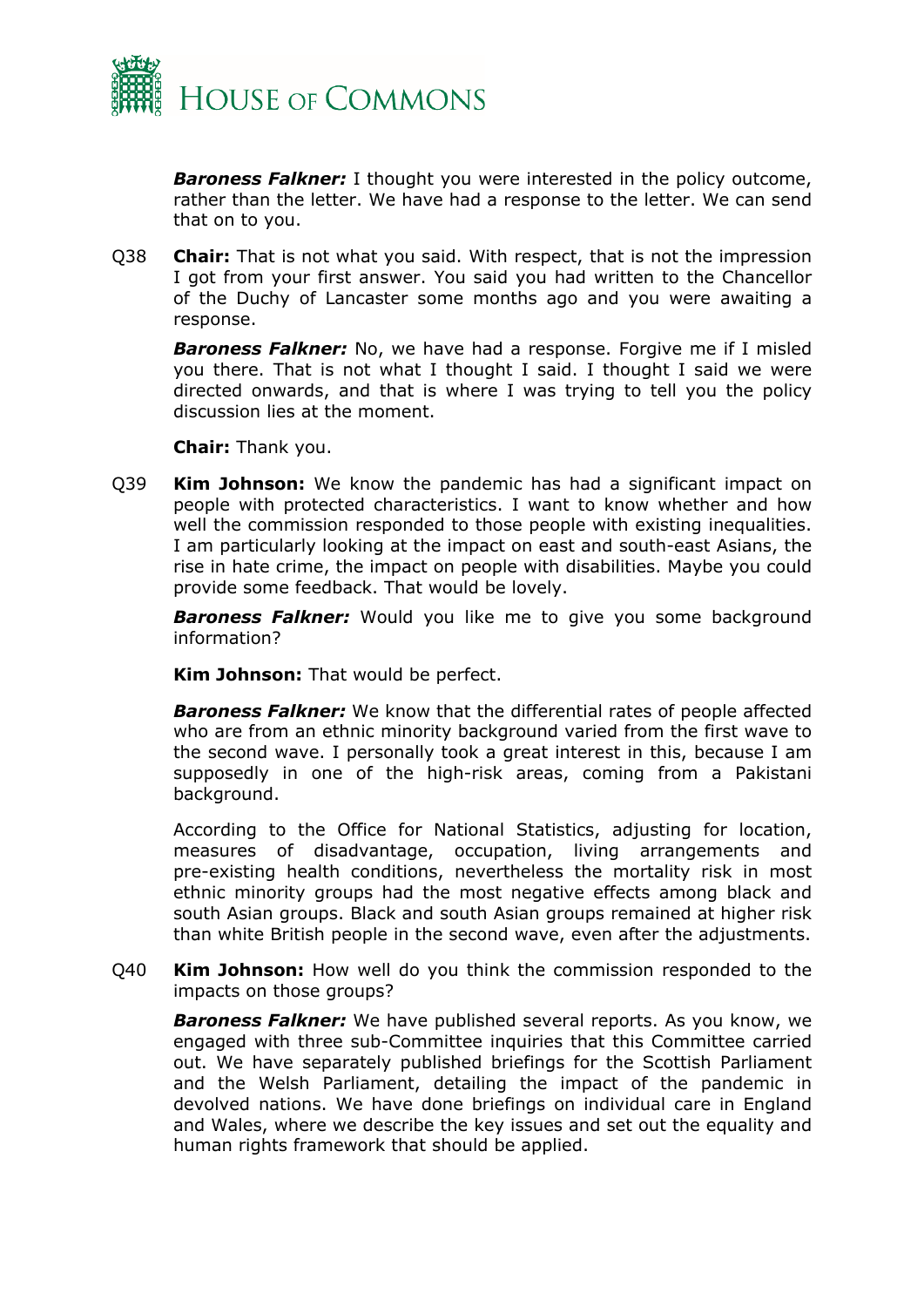***Baroness Falkner:*** I thought you were interested in the policy outcome, rather than the letter. We have had a response to the letter. We can send that on to you.

Q38 **Chair:** That is not what you said. With respect, that is not the impression I got from your first answer. You said you had written to the Chancellor of the Duchy of Lancaster some months ago and you were awaiting a response.

***Baroness Falkner:*** No, we have had a response. Forgive me if I misled you there. That is not what I thought I said. I thought I said we were directed onwards, and that is where I was trying to tell you the policy discussion lies at the moment.

**Chair:** Thank you.

Q39 **Kim Johnson:** We know the pandemic has had a significant impact on people with protected characteristics. I want to know whether and how well the commission responded to those people with existing inequalities. I am particularly looking at the impact on east and south-east Asians, the rise in hate crime, the impact on people with disabilities. Maybe you could provide some feedback. That would be lovely.

***Baroness Falkner:*** Would you like me to give you some background information?

**Kim Johnson:** That would be perfect.

***Baroness Falkner:*** We know that the differential rates of people affected who are from an ethnic minority background varied from the first wave to the second wave. I personally took a great interest in this, because I am supposedly in one of the high-risk areas, coming from a Pakistani background.

According to the Office for National Statistics, adjusting for location, measures of disadvantage, occupation, living arrangements and pre-existing health conditions, nevertheless the mortality risk in most ethnic minority groups had the most negative effects among black and south Asian groups. Black and south Asian groups remained at higher risk than white British people in the second wave, even after the adjustments.

Q40 **Kim Johnson:** How well do you think the commission responded to the impacts on those groups?

***Baroness Falkner:*** We have published several reports. As you know, we engaged with three sub-Committee inquiries that this Committee carried out. We have separately published briefings for the Scottish Parliament and the Welsh Parliament, detailing the impact of the pandemic in devolved nations. We have done briefings on individual care in England and Wales, where we describe the key issues and set out the equality and human rights framework that should be applied.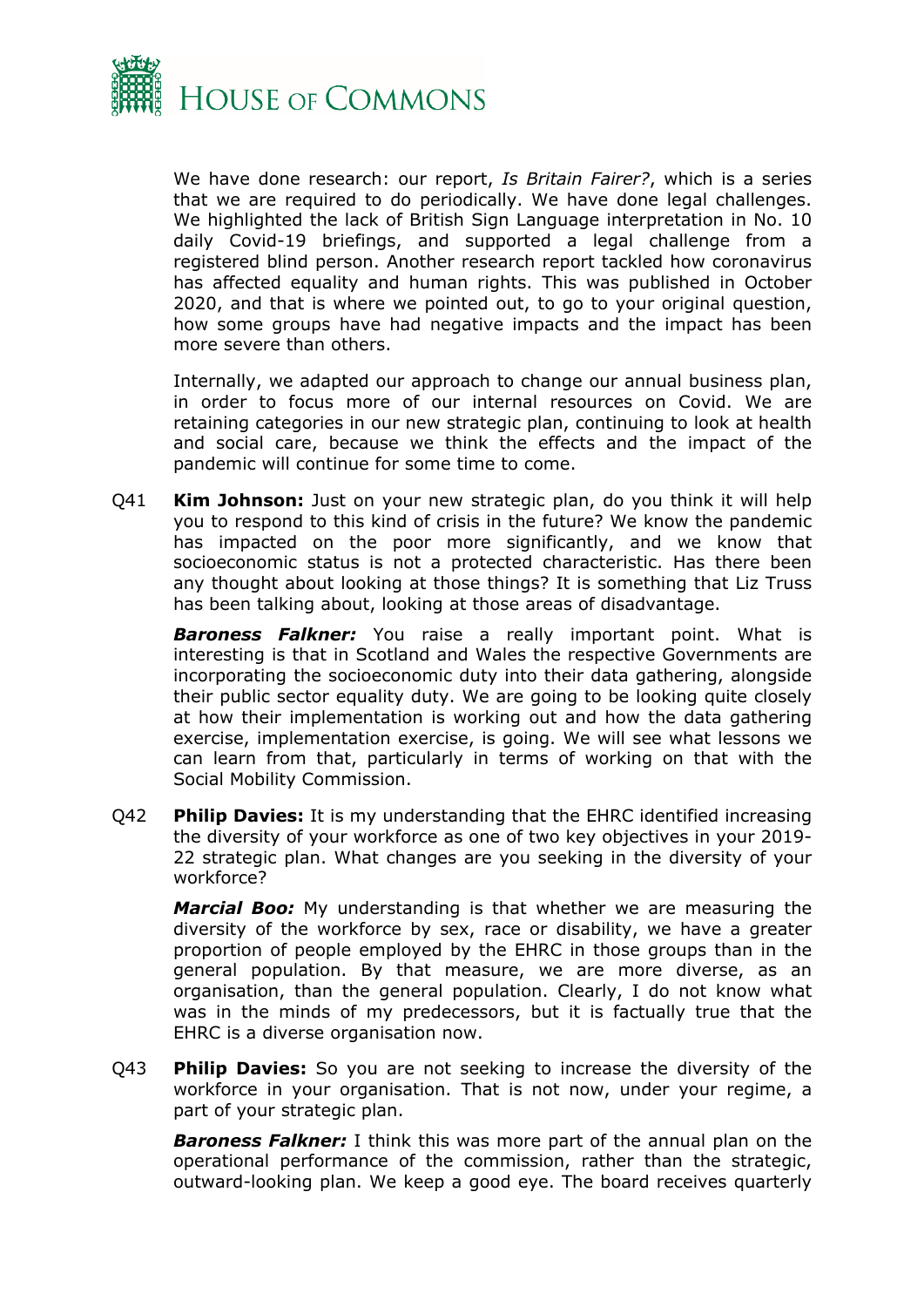We have done research: our report, *Is Britain Fairer?*, which is a series that we are required to do periodically. We have done legal challenges. We highlighted the lack of British Sign Language interpretation in No. 10 daily Covid-19 briefings, and supported a legal challenge from a registered blind person. Another research report tackled how coronavirus has affected equality and human rights. This was published in October 2020, and that is where we pointed out, to go to your original question, how some groups have had negative impacts and the impact has been more severe than others.

Internally, we adapted our approach to change our annual business plan, in order to focus more of our internal resources on Covid. We are retaining categories in our new strategic plan, continuing to look at health and social care, because we think the effects and the impact of the pandemic will continue for some time to come.

Q41 **Kim Johnson:** Just on your new strategic plan, do you think it will help you to respond to this kind of crisis in the future? We know the pandemic has impacted on the poor more significantly, and we know that socioeconomic status is not a protected characteristic. Has there been any thought about looking at those things? It is something that Liz Truss has been talking about, looking at those areas of disadvantage.

***Baroness Falkner:*** You raise a really important point. What is interesting is that in Scotland and Wales the respective Governments are incorporating the socioeconomic duty into their data gathering, alongside their public sector equality duty. We are going to be looking quite closely at how their implementation is working out and how the data gathering exercise, implementation exercise, is going. We will see what lessons we can learn from that, particularly in terms of working on that with the Social Mobility Commission.

Q42 **Philip Davies:** It is my understanding that the EHRC identified increasing the diversity of your workforce as one of two key objectives in your 2019-22 strategic plan. What changes are you seeking in the diversity of your workforce?

***Marcial Boo:*** My understanding is that whether we are measuring the diversity of the workforce by sex, race or disability, we have a greater proportion of people employed by the EHRC in those groups than in the general population. By that measure, we are more diverse, as an organisation, than the general population. Clearly, I do not know what was in the minds of my predecessors, but it is factually true that the EHRC is a diverse organisation now.

Q43 **Philip Davies:** So you are not seeking to increase the diversity of the workforce in your organisation. That is not now, under your regime, a part of your strategic plan.

***Baroness Falkner:*** I think this was more part of the annual plan on the operational performance of the commission, rather than the strategic, outward-looking plan. We keep a good eye. The board receives quarterly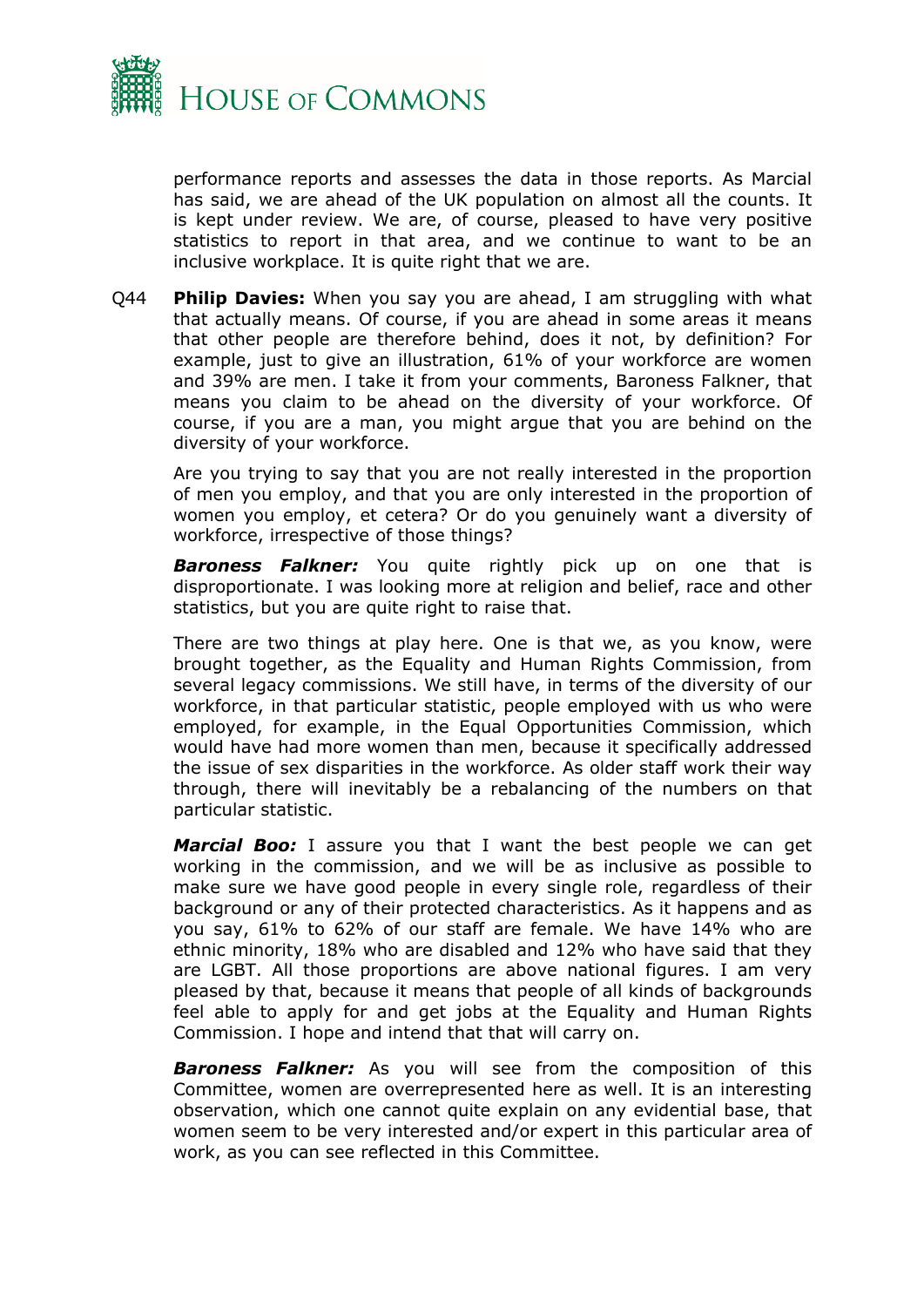performance reports and assesses the data in those reports. As Marcial has said, we are ahead of the UK population on almost all the counts. It is kept under review. We are, of course, pleased to have very positive statistics to report in that area, and we continue to want to be an inclusive workplace. It is quite right that we are.

Q44 **Philip Davies:** When you say you are ahead, I am struggling with what that actually means. Of course, if you are ahead in some areas it means that other people are therefore behind, does it not, by definition? For example, just to give an illustration, 61% of your workforce are women and 39% are men. I take it from your comments, Baroness Falkner, that means you claim to be ahead on the diversity of your workforce. Of course, if you are a man, you might argue that you are behind on the diversity of your workforce.

Are you trying to say that you are not really interested in the proportion of men you employ, and that you are only interested in the proportion of women you employ, et cetera? Or do you genuinely want a diversity of workforce, irrespective of those things?

***Baroness Falkner:*** You quite rightly pick up on one that is disproportionate. I was looking more at religion and belief, race and other statistics, but you are quite right to raise that.

There are two things at play here. One is that we, as you know, were brought together, as the Equality and Human Rights Commission, from several legacy commissions. We still have, in terms of the diversity of our workforce, in that particular statistic, people employed with us who were employed, for example, in the Equal Opportunities Commission, which would have had more women than men, because it specifically addressed the issue of sex disparities in the workforce. As older staff work their way through, there will inevitably be a rebalancing of the numbers on that particular statistic.

***Marcial Boo:*** I assure you that I want the best people we can get working in the commission, and we will be as inclusive as possible to make sure we have good people in every single role, regardless of their background or any of their protected characteristics. As it happens and as you say, 61% to 62% of our staff are female. We have 14% who are ethnic minority, 18% who are disabled and 12% who have said that they are LGBT. All those proportions are above national figures. I am very pleased by that, because it means that people of all kinds of backgrounds feel able to apply for and get jobs at the Equality and Human Rights Commission. I hope and intend that that will carry on.

***Baroness Falkner:*** As you will see from the composition of this Committee, women are overrepresented here as well. It is an interesting observation, which one cannot quite explain on any evidential base, that women seem to be very interested and/or expert in this particular area of work, as you can see reflected in this Committee.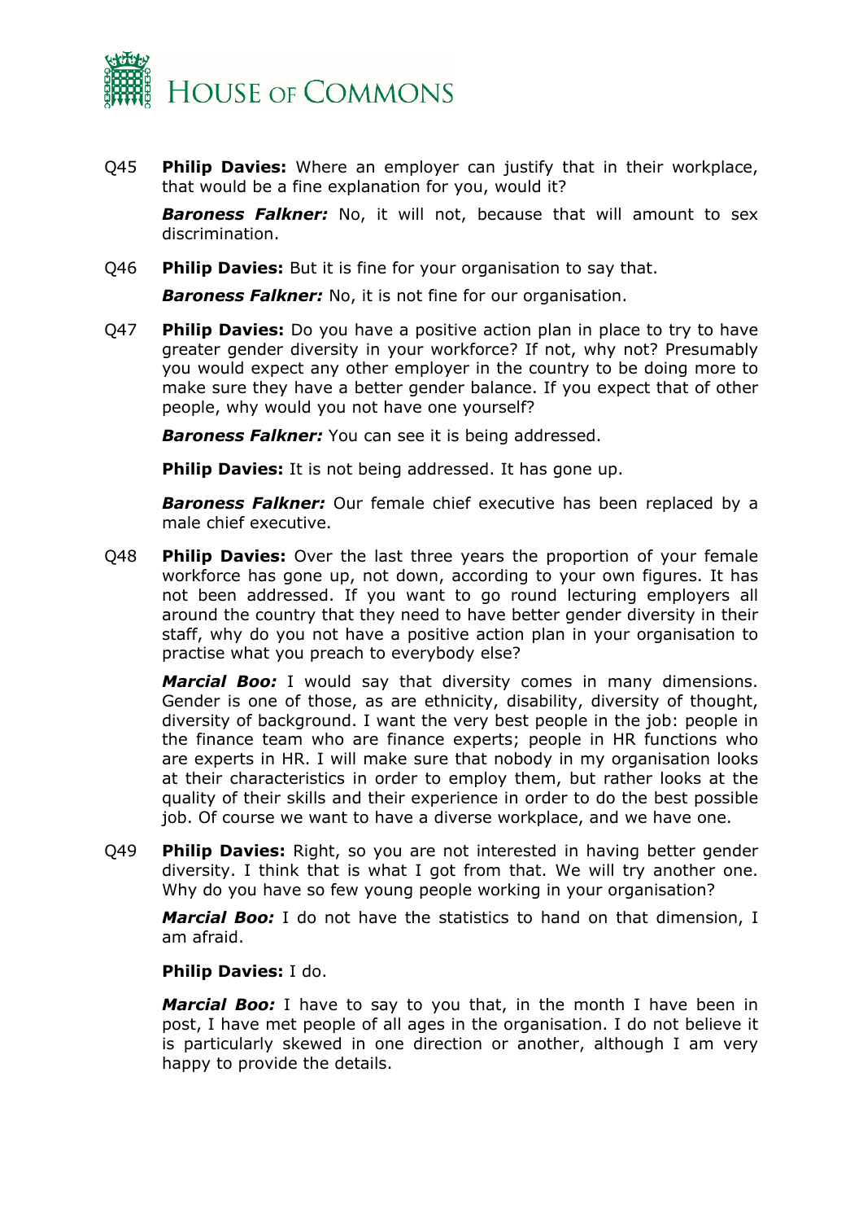Q45 **Philip Davies:** Where an employer can justify that in their workplace, that would be a fine explanation for you, would it?

***Baroness Falkner:*** No, it will not, because that will amount to sex discrimination.

Q46 **Philip Davies:** But it is fine for your organisation to say that.

***Baroness Falkner:*** No, it is not fine for our organisation.

Q47 **Philip Davies:** Do you have a positive action plan in place to try to have greater gender diversity in your workforce? If not, why not? Presumably you would expect any other employer in the country to be doing more to make sure they have a better gender balance. If you expect that of other people, why would you not have one yourself?

***Baroness Falkner:*** You can see it is being addressed.

**Philip Davies:** It is not being addressed. It has gone up.

***Baroness Falkner:*** Our female chief executive has been replaced by a male chief executive.

Q48 **Philip Davies:** Over the last three years the proportion of your female workforce has gone up, not down, according to your own figures. It has not been addressed. If you want to go round lecturing employers all around the country that they need to have better gender diversity in their staff, why do you not have a positive action plan in your organisation to practise what you preach to everybody else?

***Marcial Boo:*** I would say that diversity comes in many dimensions. Gender is one of those, as are ethnicity, disability, diversity of thought, diversity of background. I want the very best people in the job: people in the finance team who are finance experts; people in HR functions who are experts in HR. I will make sure that nobody in my organisation looks at their characteristics in order to employ them, but rather looks at the quality of their skills and their experience in order to do the best possible job. Of course we want to have a diverse workplace, and we have one.

Q49 **Philip Davies:** Right, so you are not interested in having better gender diversity. I think that is what I got from that. We will try another one. Why do you have so few young people working in your organisation?

***Marcial Boo:*** I do not have the statistics to hand on that dimension, I am afraid.

**Philip Davies:** I do.

***Marcial Boo:*** I have to say to you that, in the month I have been in post, I have met people of all ages in the organisation. I do not believe it is particularly skewed in one direction or another, although I am very happy to provide the details.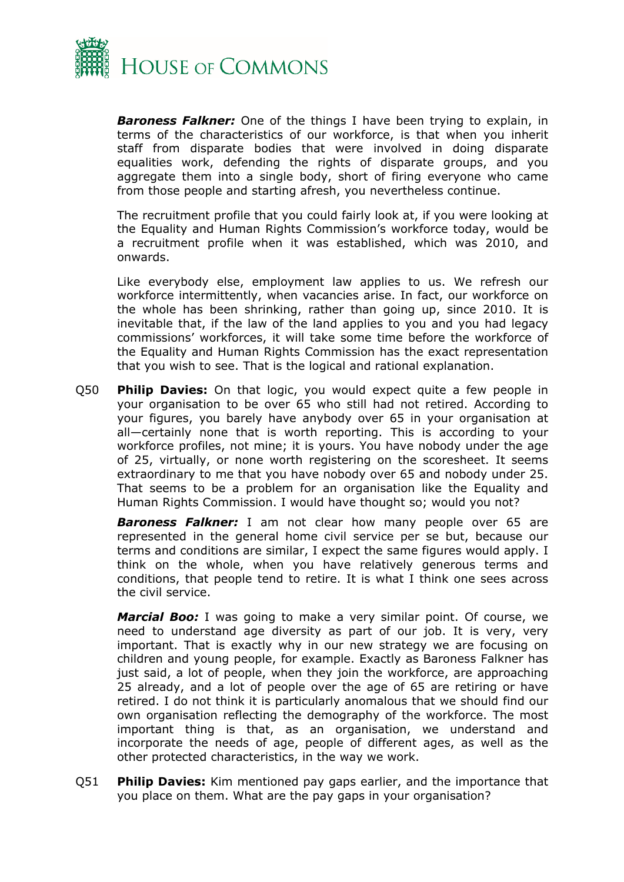***Baroness Falkner:*** One of the things I have been trying to explain, in terms of the characteristics of our workforce, is that when you inherit staff from disparate bodies that were involved in doing disparate equalities work, defending the rights of disparate groups, and you aggregate them into a single body, short of firing everyone who came from those people and starting afresh, you nevertheless continue.

The recruitment profile that you could fairly look at, if you were looking at the Equality and Human Rights Commission's workforce today, would be a recruitment profile when it was established, which was 2010, and onwards.

Like everybody else, employment law applies to us. We refresh our workforce intermittently, when vacancies arise. In fact, our workforce on the whole has been shrinking, rather than going up, since 2010. It is inevitable that, if the law of the land applies to you and you had legacy commissions' workforces, it will take some time before the workforce of the Equality and Human Rights Commission has the exact representation that you wish to see. That is the logical and rational explanation.

Q50 **Philip Davies:** On that logic, you would expect quite a few people in your organisation to be over 65 who still had not retired. According to your figures, you barely have anybody over 65 in your organisation at all—certainly none that is worth reporting. This is according to your workforce profiles, not mine; it is yours. You have nobody under the age of 25, virtually, or none worth registering on the scoresheet. It seems extraordinary to me that you have nobody over 65 and nobody under 25. That seems to be a problem for an organisation like the Equality and Human Rights Commission. I would have thought so; would you not?

***Baroness Falkner:*** I am not clear how many people over 65 are represented in the general home civil service per se but, because our terms and conditions are similar, I expect the same figures would apply. I think on the whole, when you have relatively generous terms and conditions, that people tend to retire. It is what I think one sees across the civil service.

***Marcial Boo:*** I was going to make a very similar point. Of course, we need to understand age diversity as part of our job. It is very, very important. That is exactly why in our new strategy we are focusing on children and young people, for example. Exactly as Baroness Falkner has just said, a lot of people, when they join the workforce, are approaching 25 already, and a lot of people over the age of 65 are retiring or have retired. I do not think it is particularly anomalous that we should find our own organisation reflecting the demography of the workforce. The most important thing is that, as an organisation, we understand and incorporate the needs of age, people of different ages, as well as the other protected characteristics, in the way we work.

Q51 **Philip Davies:** Kim mentioned pay gaps earlier, and the importance that you place on them. What are the pay gaps in your organisation?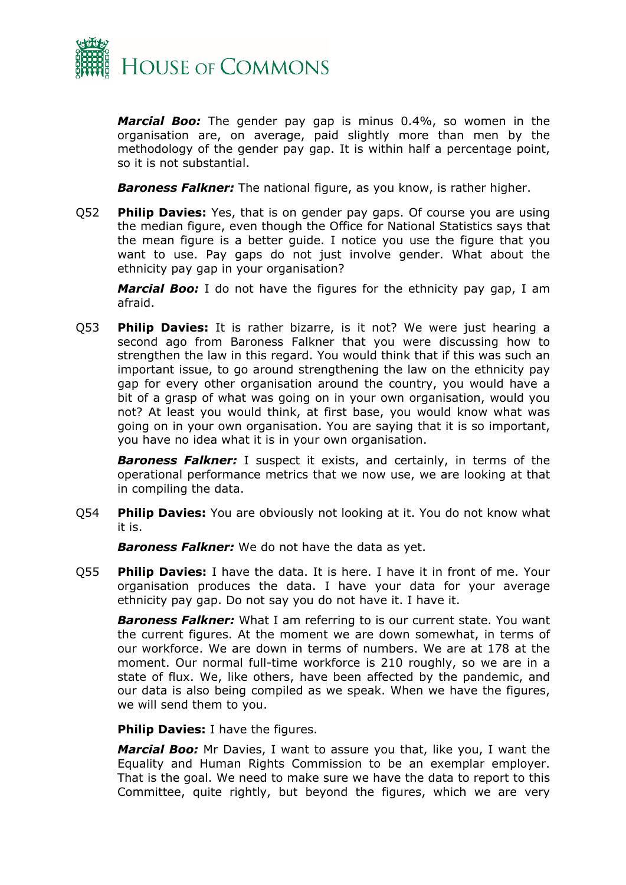***Marcial Boo:*** The gender pay gap is minus 0.4%, so women in the organisation are, on average, paid slightly more than men by the methodology of the gender pay gap. It is within half a percentage point, so it is not substantial.

***Baroness Falkner:*** The national figure, as you know, is rather higher.

Q52 **Philip Davies:** Yes, that is on gender pay gaps. Of course you are using the median figure, even though the Office for National Statistics says that the mean figure is a better guide. I notice you use the figure that you want to use. Pay gaps do not just involve gender. What about the ethnicity pay gap in your organisation?

***Marcial Boo:*** I do not have the figures for the ethnicity pay gap, I am afraid.

Q53 **Philip Davies:** It is rather bizarre, is it not? We were just hearing a second ago from Baroness Falkner that you were discussing how to strengthen the law in this regard. You would think that if this was such an important issue, to go around strengthening the law on the ethnicity pay gap for every other organisation around the country, you would have a bit of a grasp of what was going on in your own organisation, would you not? At least you would think, at first base, you would know what was going on in your own organisation. You are saying that it is so important, you have no idea what it is in your own organisation.

***Baroness Falkner:*** I suspect it exists, and certainly, in terms of the operational performance metrics that we now use, we are looking at that in compiling the data.

Q54 **Philip Davies:** You are obviously not looking at it. You do not know what it is.

***Baroness Falkner:*** We do not have the data as yet.

Q55 **Philip Davies:** I have the data. It is here. I have it in front of me. Your organisation produces the data. I have your data for your average ethnicity pay gap. Do not say you do not have it. I have it.

***Baroness Falkner:*** What I am referring to is our current state. You want the current figures. At the moment we are down somewhat, in terms of our workforce. We are down in terms of numbers. We are at 178 at the moment. Our normal full-time workforce is 210 roughly, so we are in a state of flux. We, like others, have been affected by the pandemic, and our data is also being compiled as we speak. When we have the figures, we will send them to you.

**Philip Davies:** I have the figures.

***Marcial Boo:*** Mr Davies, I want to assure you that, like you, I want the Equality and Human Rights Commission to be an exemplar employer. That is the goal. We need to make sure we have the data to report to this Committee, quite rightly, but beyond the figures, which we are very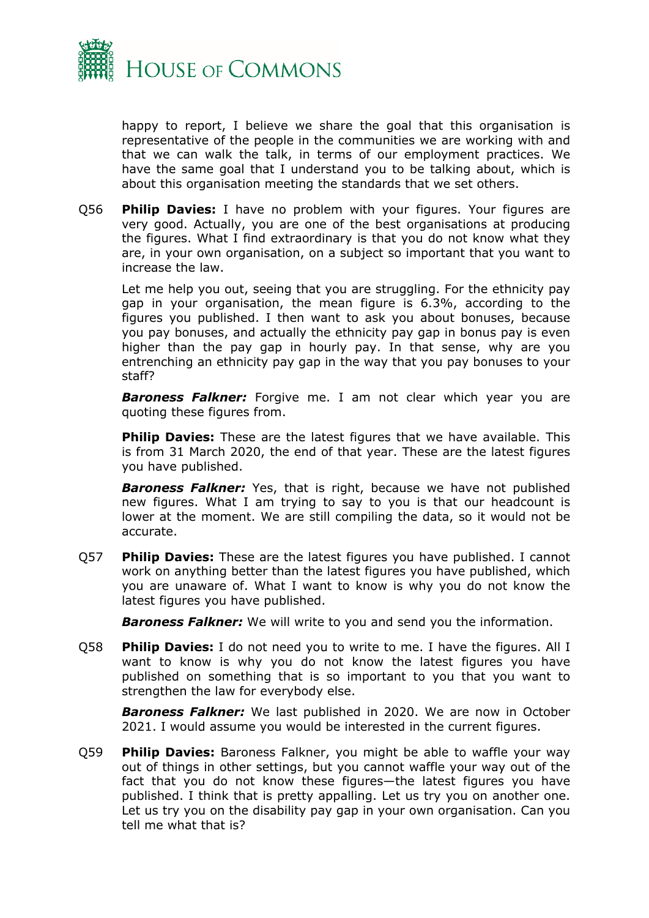happy to report, I believe we share the goal that this organisation is representative of the people in the communities we are working with and that we can walk the talk, in terms of our employment practices. We have the same goal that I understand you to be talking about, which is about this organisation meeting the standards that we set others.

Q56 **Philip Davies:** I have no problem with your figures. Your figures are very good. Actually, you are one of the best organisations at producing the figures. What I find extraordinary is that you do not know what they are, in your own organisation, on a subject so important that you want to increase the law.

Let me help you out, seeing that you are struggling. For the ethnicity pay gap in your organisation, the mean figure is 6.3%, according to the figures you published. I then want to ask you about bonuses, because you pay bonuses, and actually the ethnicity pay gap in bonus pay is even higher than the pay gap in hourly pay. In that sense, why are you entrenching an ethnicity pay gap in the way that you pay bonuses to your staff?

***Baroness Falkner:*** Forgive me. I am not clear which year you are quoting these figures from.

**Philip Davies:** These are the latest figures that we have available. This is from 31 March 2020, the end of that year. These are the latest figures you have published.

***Baroness Falkner:*** Yes, that is right, because we have not published new figures. What I am trying to say to you is that our headcount is lower at the moment. We are still compiling the data, so it would not be accurate.

Q57 **Philip Davies:** These are the latest figures you have published. I cannot work on anything better than the latest figures you have published, which you are unaware of. What I want to know is why you do not know the latest figures you have published.

***Baroness Falkner:*** We will write to you and send you the information.

Q58 **Philip Davies:** I do not need you to write to me. I have the figures. All I want to know is why you do not know the latest figures you have published on something that is so important to you that you want to strengthen the law for everybody else.

***Baroness Falkner:*** We last published in 2020. We are now in October 2021. I would assume you would be interested in the current figures.

Q59 **Philip Davies:** Baroness Falkner, you might be able to waffle your way out of things in other settings, but you cannot waffle your way out of the fact that you do not know these figures—the latest figures you have published. I think that is pretty appalling. Let us try you on another one. Let us try you on the disability pay gap in your own organisation. Can you tell me what that is?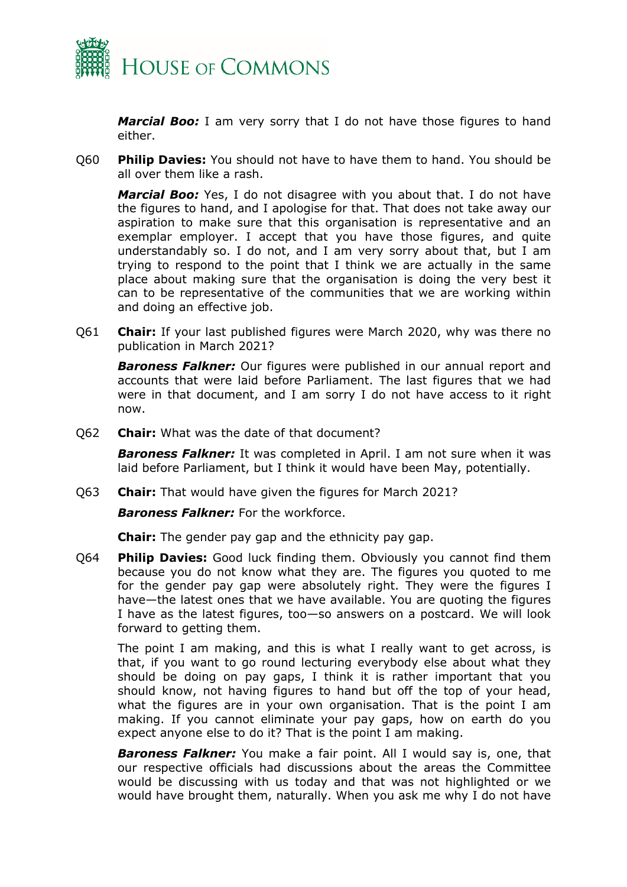***Marcial Boo:*** I am very sorry that I do not have those figures to hand either.

Q60 **Philip Davies:** You should not have to have them to hand. You should be all over them like a rash.

***Marcial Boo:*** Yes, I do not disagree with you about that. I do not have the figures to hand, and I apologise for that. That does not take away our aspiration to make sure that this organisation is representative and an exemplar employer. I accept that you have those figures, and quite understandably so. I do not, and I am very sorry about that, but I am trying to respond to the point that I think we are actually in the same place about making sure that the organisation is doing the very best it can to be representative of the communities that we are working within and doing an effective job.

Q61 **Chair:** If your last published figures were March 2020, why was there no publication in March 2021?

***Baroness Falkner:*** Our figures were published in our annual report and accounts that were laid before Parliament. The last figures that we had were in that document, and I am sorry I do not have access to it right now.

Q62 **Chair:** What was the date of that document?

***Baroness Falkner:*** It was completed in April. I am not sure when it was laid before Parliament, but I think it would have been May, potentially.

Q63 **Chair:** That would have given the figures for March 2021?

***Baroness Falkner:*** For the workforce.

**Chair:** The gender pay gap and the ethnicity pay gap.

Q64 **Philip Davies:** Good luck finding them. Obviously you cannot find them because you do not know what they are. The figures you quoted to me for the gender pay gap were absolutely right. They were the figures I have—the latest ones that we have available. You are quoting the figures I have as the latest figures, too—so answers on a postcard. We will look forward to getting them.

The point I am making, and this is what I really want to get across, is that, if you want to go round lecturing everybody else about what they should be doing on pay gaps, I think it is rather important that you should know, not having figures to hand but off the top of your head, what the figures are in your own organisation. That is the point I am making. If you cannot eliminate your pay gaps, how on earth do you expect anyone else to do it? That is the point I am making.

***Baroness Falkner:*** You make a fair point. All I would say is, one, that our respective officials had discussions about the areas the Committee would be discussing with us today and that was not highlighted or we would have brought them, naturally. When you ask me why I do not have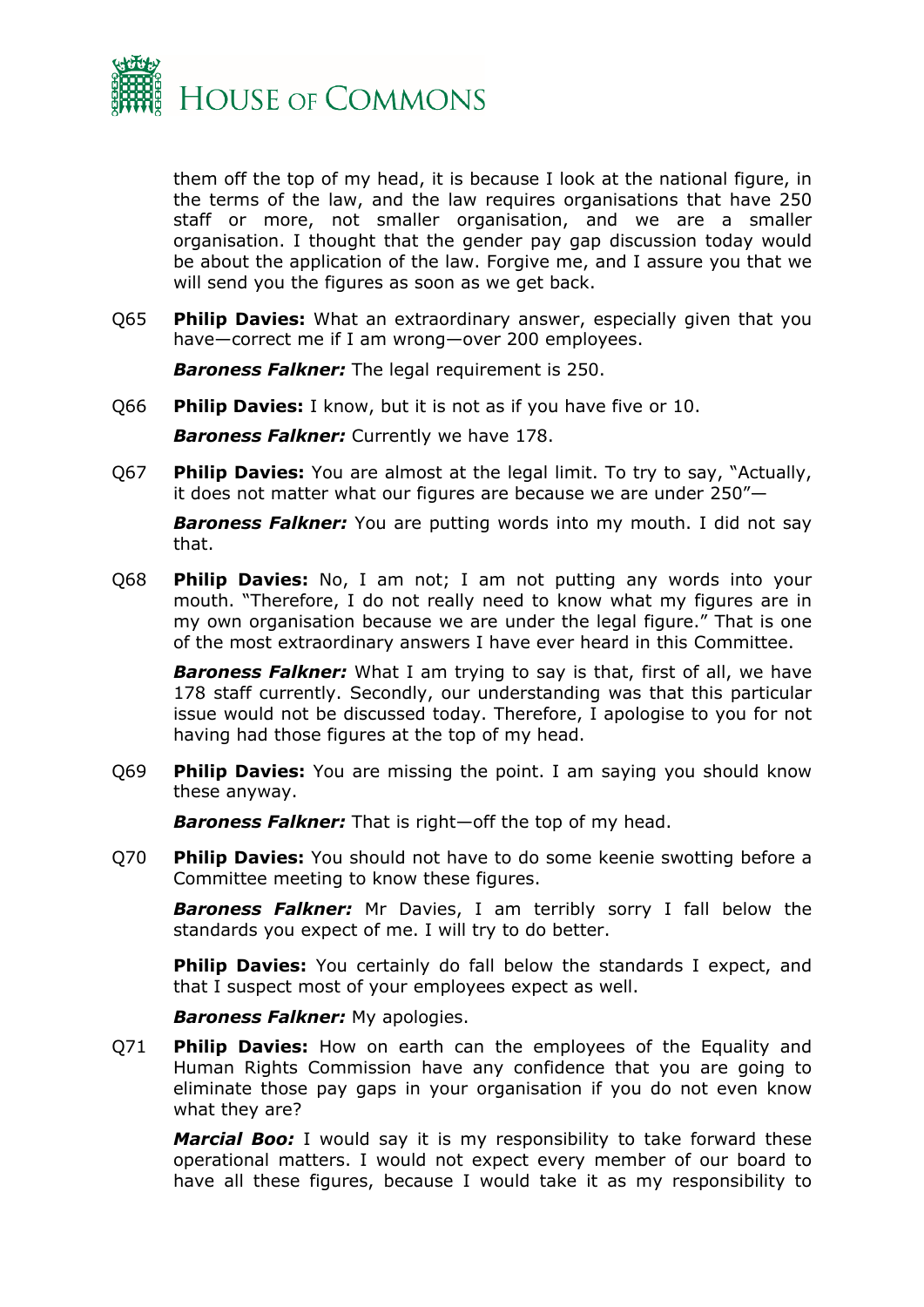them off the top of my head, it is because I look at the national figure, in the terms of the law, and the law requires organisations that have 250 staff or more, not smaller organisation, and we are a smaller organisation. I thought that the gender pay gap discussion today would be about the application of the law. Forgive me, and I assure you that we will send you the figures as soon as we get back.

Q65 **Philip Davies:** What an extraordinary answer, especially given that you have—correct me if I am wrong—over 200 employees.

***Baroness Falkner:*** The legal requirement is 250.

Q66 **Philip Davies:** I know, but it is not as if you have five or 10.

***Baroness Falkner:*** Currently we have 178.

Q67 **Philip Davies:** You are almost at the legal limit. To try to say, "Actually, it does not matter what our figures are because we are under 250"—

***Baroness Falkner:*** You are putting words into my mouth. I did not say that.

Q68 **Philip Davies:** No, I am not; I am not putting any words into your mouth. "Therefore, I do not really need to know what my figures are in my own organisation because we are under the legal figure." That is one of the most extraordinary answers I have ever heard in this Committee.

***Baroness Falkner:*** What I am trying to say is that, first of all, we have 178 staff currently. Secondly, our understanding was that this particular issue would not be discussed today. Therefore, I apologise to you for not having had those figures at the top of my head.

Q69 **Philip Davies:** You are missing the point. I am saying you should know these anyway.

***Baroness Falkner:*** That is right—off the top of my head.

Q70 **Philip Davies:** You should not have to do some keenie swotting before a Committee meeting to know these figures.

***Baroness Falkner:*** Mr Davies, I am terribly sorry I fall below the standards you expect of me. I will try to do better.

**Philip Davies:** You certainly do fall below the standards I expect, and that I suspect most of your employees expect as well.

***Baroness Falkner:*** My apologies.

Q71 **Philip Davies:** How on earth can the employees of the Equality and Human Rights Commission have any confidence that you are going to eliminate those pay gaps in your organisation if you do not even know what they are?

***Marcial Boo:*** I would say it is my responsibility to take forward these operational matters. I would not expect every member of our board to have all these figures, because I would take it as my responsibility to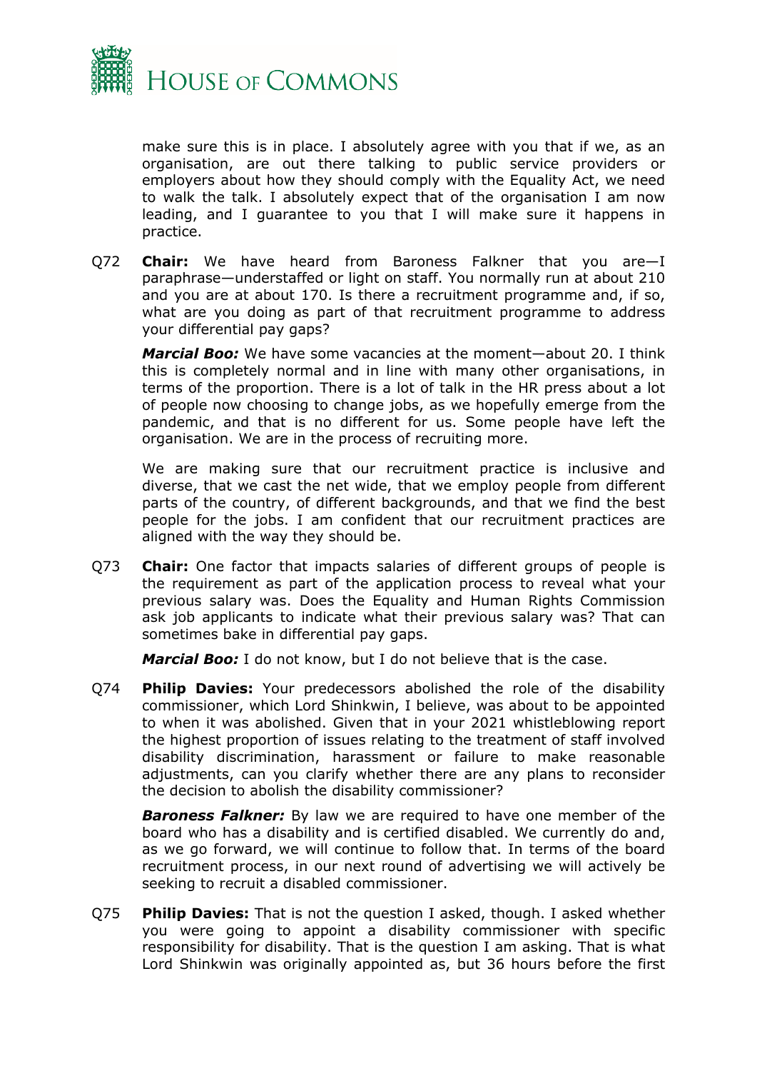make sure this is in place. I absolutely agree with you that if we, as an organisation, are out there talking to public service providers or employers about how they should comply with the Equality Act, we need to walk the talk. I absolutely expect that of the organisation I am now leading, and I guarantee to you that I will make sure it happens in practice.

Q72 **Chair:** We have heard from Baroness Falkner that you are—I paraphrase—understaffed or light on staff. You normally run at about 210 and you are at about 170. Is there a recruitment programme and, if so, what are you doing as part of that recruitment programme to address your differential pay gaps?

***Marcial Boo:*** We have some vacancies at the moment—about 20. I think this is completely normal and in line with many other organisations, in terms of the proportion. There is a lot of talk in the HR press about a lot of people now choosing to change jobs, as we hopefully emerge from the pandemic, and that is no different for us. Some people have left the organisation. We are in the process of recruiting more.

We are making sure that our recruitment practice is inclusive and diverse, that we cast the net wide, that we employ people from different parts of the country, of different backgrounds, and that we find the best people for the jobs. I am confident that our recruitment practices are aligned with the way they should be.

Q73 **Chair:** One factor that impacts salaries of different groups of people is the requirement as part of the application process to reveal what your previous salary was. Does the Equality and Human Rights Commission ask job applicants to indicate what their previous salary was? That can sometimes bake in differential pay gaps.

***Marcial Boo:*** I do not know, but I do not believe that is the case.

Q74 **Philip Davies:** Your predecessors abolished the role of the disability commissioner, which Lord Shinkwin, I believe, was about to be appointed to when it was abolished. Given that in your 2021 whistleblowing report the highest proportion of issues relating to the treatment of staff involved disability discrimination, harassment or failure to make reasonable adjustments, can you clarify whether there are any plans to reconsider the decision to abolish the disability commissioner?

***Baroness Falkner:*** By law we are required to have one member of the board who has a disability and is certified disabled. We currently do and, as we go forward, we will continue to follow that. In terms of the board recruitment process, in our next round of advertising we will actively be seeking to recruit a disabled commissioner.

Q75 **Philip Davies:** That is not the question I asked, though. I asked whether you were going to appoint a disability commissioner with specific responsibility for disability. That is the question I am asking. That is what Lord Shinkwin was originally appointed as, but 36 hours before the first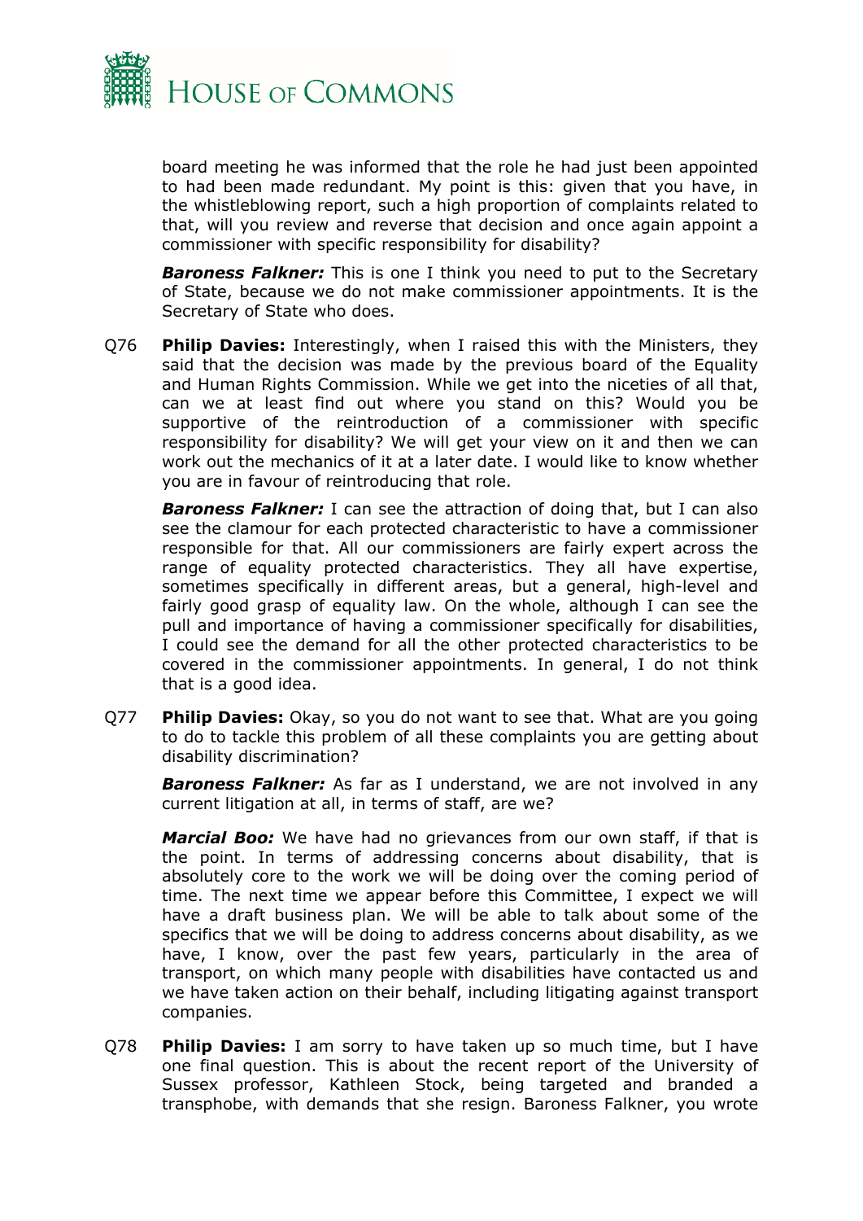board meeting he was informed that the role he had just been appointed to had been made redundant. My point is this: given that you have, in the whistleblowing report, such a high proportion of complaints related to that, will you review and reverse that decision and once again appoint a commissioner with specific responsibility for disability?

***Baroness Falkner:*** This is one I think you need to put to the Secretary of State, because we do not make commissioner appointments. It is the Secretary of State who does.

Q76 **Philip Davies:** Interestingly, when I raised this with the Ministers, they said that the decision was made by the previous board of the Equality and Human Rights Commission. While we get into the niceties of all that, can we at least find out where you stand on this? Would you be supportive of the reintroduction of a commissioner with specific responsibility for disability? We will get your view on it and then we can work out the mechanics of it at a later date. I would like to know whether you are in favour of reintroducing that role.

***Baroness Falkner:*** I can see the attraction of doing that, but I can also see the clamour for each protected characteristic to have a commissioner responsible for that. All our commissioners are fairly expert across the range of equality protected characteristics. They all have expertise, sometimes specifically in different areas, but a general, high-level and fairly good grasp of equality law. On the whole, although I can see the pull and importance of having a commissioner specifically for disabilities, I could see the demand for all the other protected characteristics to be covered in the commissioner appointments. In general, I do not think that is a good idea.

Q77 **Philip Davies:** Okay, so you do not want to see that. What are you going to do to tackle this problem of all these complaints you are getting about disability discrimination?

***Baroness Falkner:*** As far as I understand, we are not involved in any current litigation at all, in terms of staff, are we?

***Marcial Boo:*** We have had no grievances from our own staff, if that is the point. In terms of addressing concerns about disability, that is absolutely core to the work we will be doing over the coming period of time. The next time we appear before this Committee, I expect we will have a draft business plan. We will be able to talk about some of the specifics that we will be doing to address concerns about disability, as we have, I know, over the past few years, particularly in the area of transport, on which many people with disabilities have contacted us and we have taken action on their behalf, including litigating against transport companies.

Q78 **Philip Davies:** I am sorry to have taken up so much time, but I have one final question. This is about the recent report of the University of Sussex professor, Kathleen Stock, being targeted and branded a transphobe, with demands that she resign. Baroness Falkner, you wrote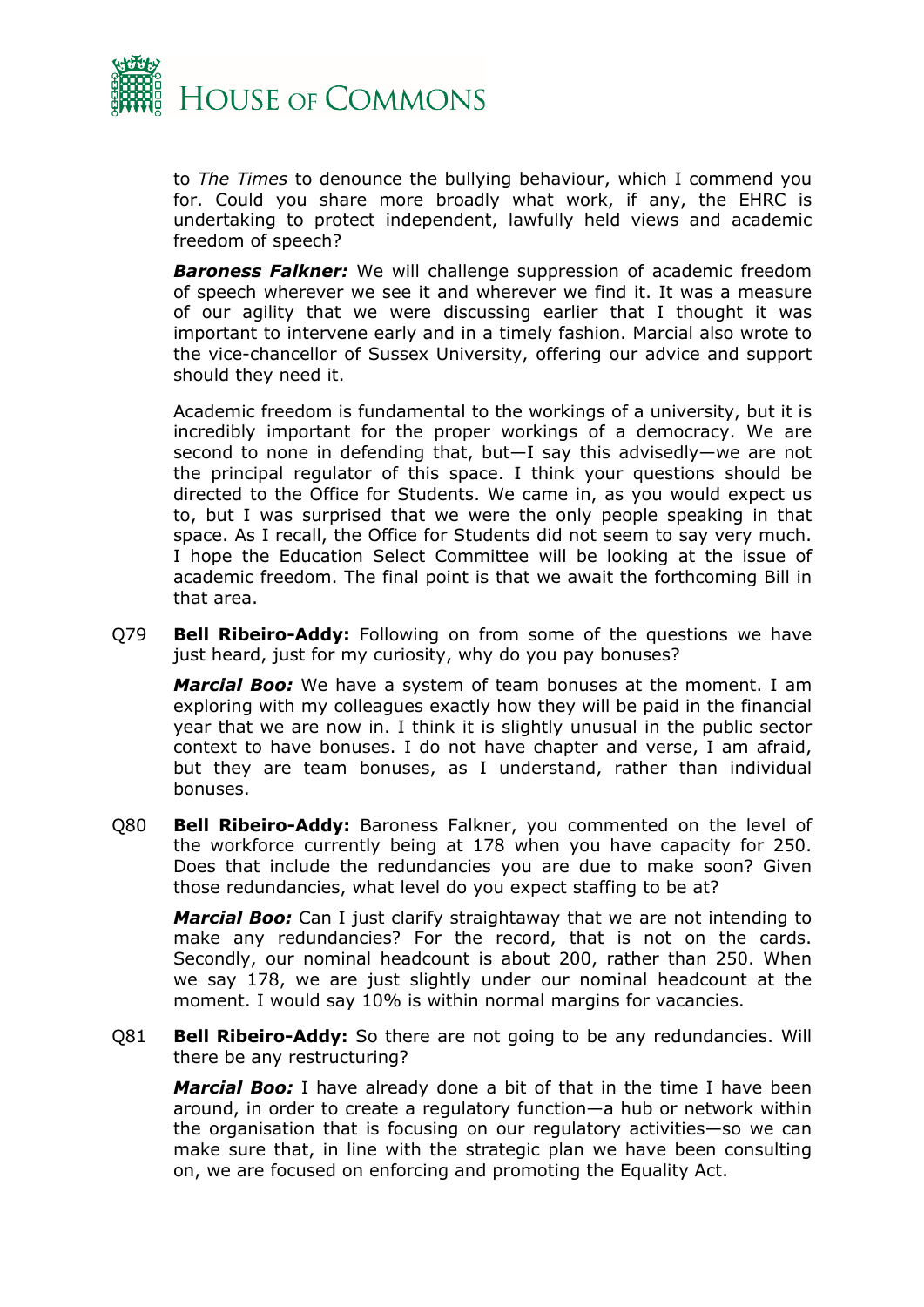to *The Times* to denounce the bullying behaviour, which I commend you for. Could you share more broadly what work, if any, the EHRC is undertaking to protect independent, lawfully held views and academic freedom of speech?

***Baroness Falkner:*** We will challenge suppression of academic freedom of speech wherever we see it and wherever we find it. It was a measure of our agility that we were discussing earlier that I thought it was important to intervene early and in a timely fashion. Marcial also wrote to the vice-chancellor of Sussex University, offering our advice and support should they need it.

Academic freedom is fundamental to the workings of a university, but it is incredibly important for the proper workings of a democracy. We are second to none in defending that, but—I say this advisedly—we are not the principal regulator of this space. I think your questions should be directed to the Office for Students. We came in, as you would expect us to, but I was surprised that we were the only people speaking in that space. As I recall, the Office for Students did not seem to say very much. I hope the Education Select Committee will be looking at the issue of academic freedom. The final point is that we await the forthcoming Bill in that area.

Q79 **Bell Ribeiro-Addy:** Following on from some of the questions we have just heard, just for my curiosity, why do you pay bonuses?

***Marcial Boo:*** We have a system of team bonuses at the moment. I am exploring with my colleagues exactly how they will be paid in the financial year that we are now in. I think it is slightly unusual in the public sector context to have bonuses. I do not have chapter and verse, I am afraid, but they are team bonuses, as I understand, rather than individual bonuses.

Q80 **Bell Ribeiro-Addy:** Baroness Falkner, you commented on the level of the workforce currently being at 178 when you have capacity for 250. Does that include the redundancies you are due to make soon? Given those redundancies, what level do you expect staffing to be at?

***Marcial Boo:*** Can I just clarify straightaway that we are not intending to make any redundancies? For the record, that is not on the cards. Secondly, our nominal headcount is about 200, rather than 250. When we say 178, we are just slightly under our nominal headcount at the moment. I would say 10% is within normal margins for vacancies.

Q81 **Bell Ribeiro-Addy:** So there are not going to be any redundancies. Will there be any restructuring?

***Marcial Boo:*** I have already done a bit of that in the time I have been around, in order to create a regulatory function—a hub or network within the organisation that is focusing on our regulatory activities—so we can make sure that, in line with the strategic plan we have been consulting on, we are focused on enforcing and promoting the Equality Act.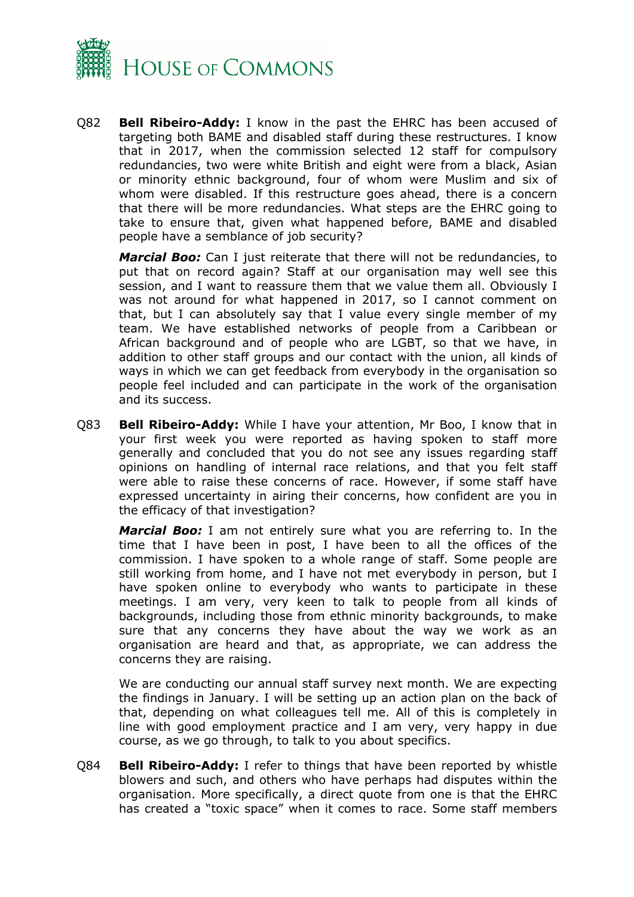Q82 **Bell Ribeiro-Addy:** I know in the past the EHRC has been accused of targeting both BAME and disabled staff during these restructures. I know that in 2017, when the commission selected 12 staff for compulsory redundancies, two were white British and eight were from a black, Asian or minority ethnic background, four of whom were Muslim and six of whom were disabled. If this restructure goes ahead, there is a concern that there will be more redundancies. What steps are the EHRC going to take to ensure that, given what happened before, BAME and disabled people have a semblance of job security?

***Marcial Boo:*** Can I just reiterate that there will not be redundancies, to put that on record again? Staff at our organisation may well see this session, and I want to reassure them that we value them all. Obviously I was not around for what happened in 2017, so I cannot comment on that, but I can absolutely say that I value every single member of my team. We have established networks of people from a Caribbean or African background and of people who are LGBT, so that we have, in addition to other staff groups and our contact with the union, all kinds of ways in which we can get feedback from everybody in the organisation so people feel included and can participate in the work of the organisation and its success.

Q83 **Bell Ribeiro-Addy:** While I have your attention, Mr Boo, I know that in your first week you were reported as having spoken to staff more generally and concluded that you do not see any issues regarding staff opinions on handling of internal race relations, and that you felt staff were able to raise these concerns of race. However, if some staff have expressed uncertainty in airing their concerns, how confident are you in the efficacy of that investigation?

***Marcial Boo:*** I am not entirely sure what you are referring to. In the time that I have been in post, I have been to all the offices of the commission. I have spoken to a whole range of staff. Some people are still working from home, and I have not met everybody in person, but I have spoken online to everybody who wants to participate in these meetings. I am very, very keen to talk to people from all kinds of backgrounds, including those from ethnic minority backgrounds, to make sure that any concerns they have about the way we work as an organisation are heard and that, as appropriate, we can address the concerns they are raising.

We are conducting our annual staff survey next month. We are expecting the findings in January. I will be setting up an action plan on the back of that, depending on what colleagues tell me. All of this is completely in line with good employment practice and I am very, very happy in due course, as we go through, to talk to you about specifics.

Q84 **Bell Ribeiro-Addy:** I refer to things that have been reported by whistle blowers and such, and others who have perhaps had disputes within the organisation. More specifically, a direct quote from one is that the EHRC has created a "toxic space" when it comes to race. Some staff members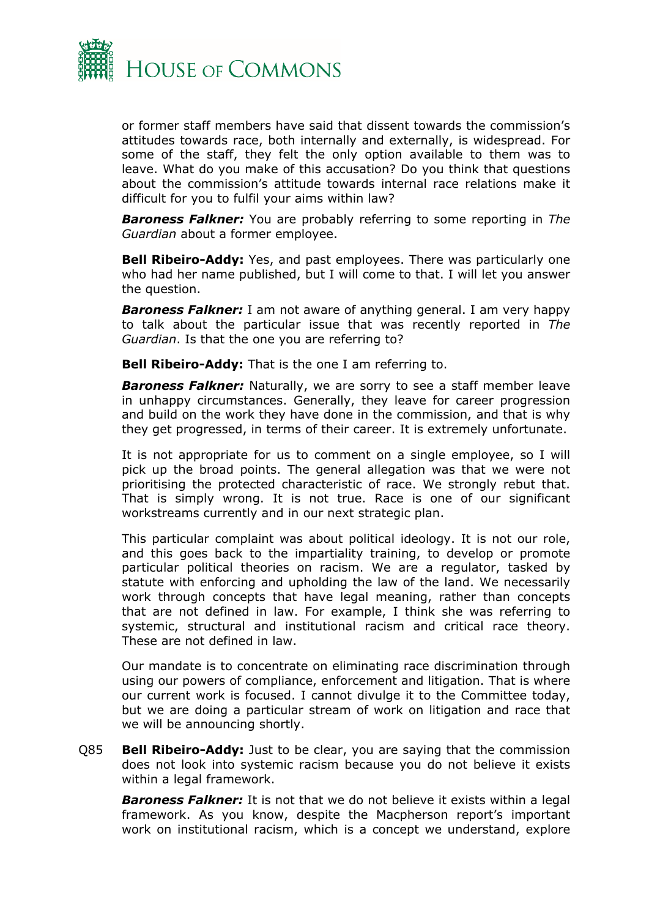or former staff members have said that dissent towards the commission's attitudes towards race, both internally and externally, is widespread. For some of the staff, they felt the only option available to them was to leave. What do you make of this accusation? Do you think that questions about the commission's attitude towards internal race relations make it difficult for you to fulfil your aims within law?

***Baroness Falkner:*** You are probably referring to some reporting in *The Guardian* about a former employee.

**Bell Ribeiro-Addy:** Yes, and past employees. There was particularly one who had her name published, but I will come to that. I will let you answer the question.

***Baroness Falkner:*** I am not aware of anything general. I am very happy to talk about the particular issue that was recently reported in *The Guardian*. Is that the one you are referring to?

**Bell Ribeiro-Addy:** That is the one I am referring to.

***Baroness Falkner:*** Naturally, we are sorry to see a staff member leave in unhappy circumstances. Generally, they leave for career progression and build on the work they have done in the commission, and that is why they get progressed, in terms of their career. It is extremely unfortunate.

It is not appropriate for us to comment on a single employee, so I will pick up the broad points. The general allegation was that we were not prioritising the protected characteristic of race. We strongly rebut that. That is simply wrong. It is not true. Race is one of our significant workstreams currently and in our next strategic plan.

This particular complaint was about political ideology. It is not our role, and this goes back to the impartiality training, to develop or promote particular political theories on racism. We are a regulator, tasked by statute with enforcing and upholding the law of the land. We necessarily work through concepts that have legal meaning, rather than concepts that are not defined in law. For example, I think she was referring to systemic, structural and institutional racism and critical race theory. These are not defined in law.

Our mandate is to concentrate on eliminating race discrimination through using our powers of compliance, enforcement and litigation. That is where our current work is focused. I cannot divulge it to the Committee today, but we are doing a particular stream of work on litigation and race that we will be announcing shortly.

Q85 **Bell Ribeiro-Addy:** Just to be clear, you are saying that the commission does not look into systemic racism because you do not believe it exists within a legal framework.

***Baroness Falkner:*** It is not that we do not believe it exists within a legal framework. As you know, despite the Macpherson report's important work on institutional racism, which is a concept we understand, explore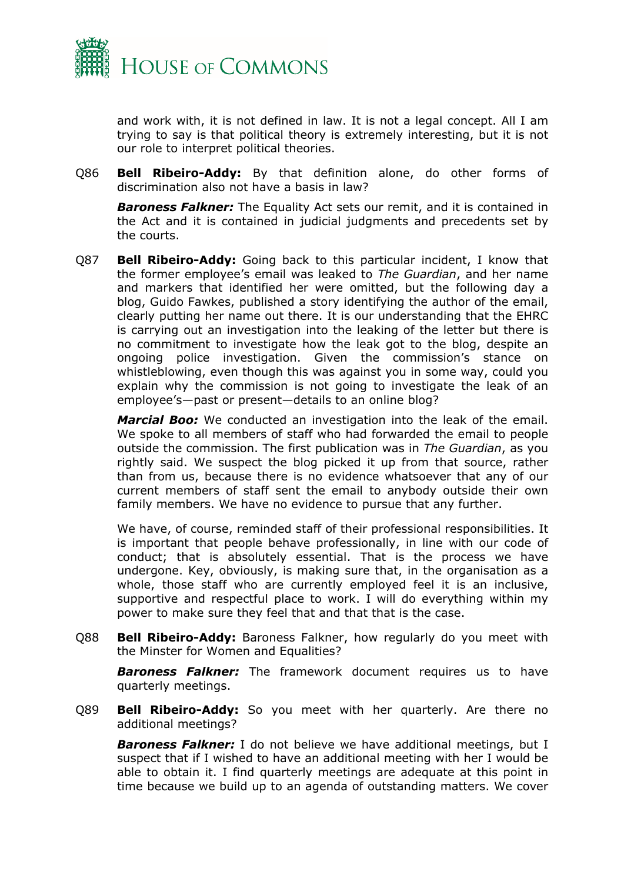and work with, it is not defined in law. It is not a legal concept. All I am trying to say is that political theory is extremely interesting, but it is not our role to interpret political theories.

Q86 **Bell Ribeiro-Addy:** By that definition alone, do other forms of discrimination also not have a basis in law?

***Baroness Falkner:*** The Equality Act sets our remit, and it is contained in the Act and it is contained in judicial judgments and precedents set by the courts.

Q87 **Bell Ribeiro-Addy:** Going back to this particular incident, I know that the former employee's email was leaked to *The Guardian*, and her name and markers that identified her were omitted, but the following day a blog, Guido Fawkes, published a story identifying the author of the email, clearly putting her name out there. It is our understanding that the EHRC is carrying out an investigation into the leaking of the letter but there is no commitment to investigate how the leak got to the blog, despite an ongoing police investigation. Given the commission's stance on whistleblowing, even though this was against you in some way, could you explain why the commission is not going to investigate the leak of an employee's—past or present—details to an online blog?

***Marcial Boo:*** We conducted an investigation into the leak of the email. We spoke to all members of staff who had forwarded the email to people outside the commission. The first publication was in *The Guardian*, as you rightly said. We suspect the blog picked it up from that source, rather than from us, because there is no evidence whatsoever that any of our current members of staff sent the email to anybody outside their own family members. We have no evidence to pursue that any further.

We have, of course, reminded staff of their professional responsibilities. It is important that people behave professionally, in line with our code of conduct; that is absolutely essential. That is the process we have undergone. Key, obviously, is making sure that, in the organisation as a whole, those staff who are currently employed feel it is an inclusive, supportive and respectful place to work. I will do everything within my power to make sure they feel that and that that is the case.

Q88 **Bell Ribeiro-Addy:** Baroness Falkner, how regularly do you meet with the Minster for Women and Equalities?

***Baroness Falkner:*** The framework document requires us to have quarterly meetings.

Q89 **Bell Ribeiro-Addy:** So you meet with her quarterly. Are there no additional meetings?

***Baroness Falkner:*** I do not believe we have additional meetings, but I suspect that if I wished to have an additional meeting with her I would be able to obtain it. I find quarterly meetings are adequate at this point in time because we build up to an agenda of outstanding matters. We cover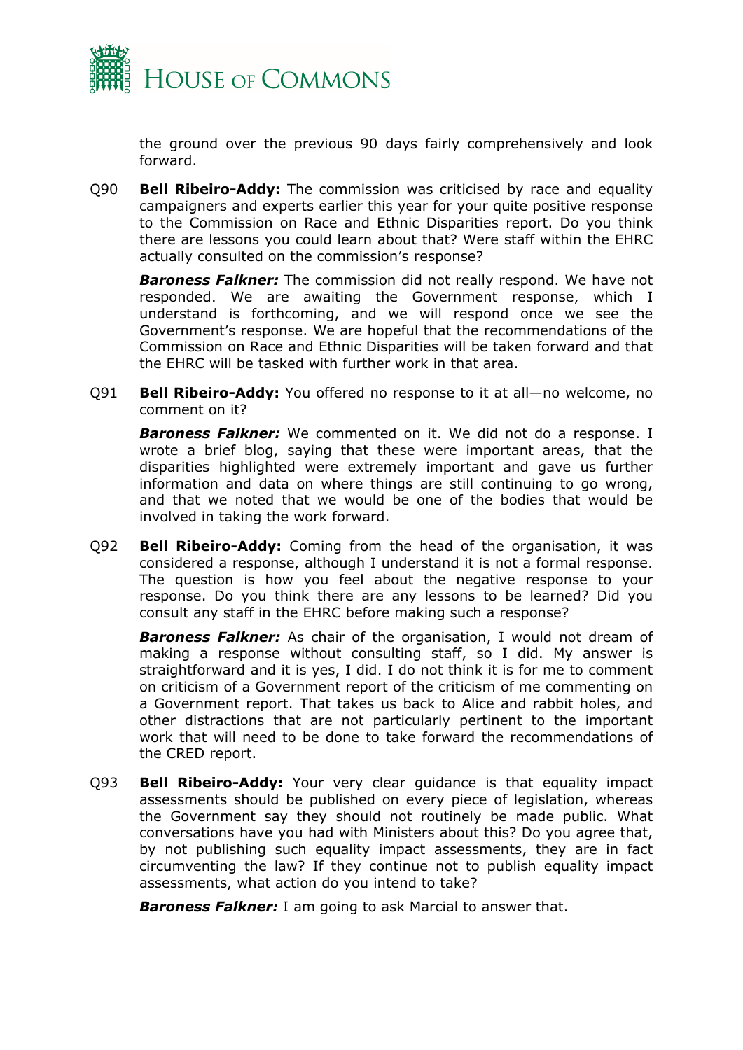the ground over the previous 90 days fairly comprehensively and look forward.

Q90 **Bell Ribeiro-Addy:** The commission was criticised by race and equality campaigners and experts earlier this year for your quite positive response to the Commission on Race and Ethnic Disparities report. Do you think there are lessons you could learn about that? Were staff within the EHRC actually consulted on the commission's response?

***Baroness Falkner:*** The commission did not really respond. We have not responded. We are awaiting the Government response, which I understand is forthcoming, and we will respond once we see the Government's response. We are hopeful that the recommendations of the Commission on Race and Ethnic Disparities will be taken forward and that the EHRC will be tasked with further work in that area.

Q91 **Bell Ribeiro-Addy:** You offered no response to it at all—no welcome, no comment on it?

***Baroness Falkner:*** We commented on it. We did not do a response. I wrote a brief blog, saying that these were important areas, that the disparities highlighted were extremely important and gave us further information and data on where things are still continuing to go wrong, and that we noted that we would be one of the bodies that would be involved in taking the work forward.

Q92 **Bell Ribeiro-Addy:** Coming from the head of the organisation, it was considered a response, although I understand it is not a formal response. The question is how you feel about the negative response to your response. Do you think there are any lessons to be learned? Did you consult any staff in the EHRC before making such a response?

***Baroness Falkner:*** As chair of the organisation, I would not dream of making a response without consulting staff, so I did. My answer is straightforward and it is yes, I did. I do not think it is for me to comment on criticism of a Government report of the criticism of me commenting on a Government report. That takes us back to Alice and rabbit holes, and other distractions that are not particularly pertinent to the important work that will need to be done to take forward the recommendations of the CRED report.

Q93 **Bell Ribeiro-Addy:** Your very clear guidance is that equality impact assessments should be published on every piece of legislation, whereas the Government say they should not routinely be made public. What conversations have you had with Ministers about this? Do you agree that, by not publishing such equality impact assessments, they are in fact circumventing the law? If they continue not to publish equality impact assessments, what action do you intend to take?

***Baroness Falkner:*** I am going to ask Marcial to answer that.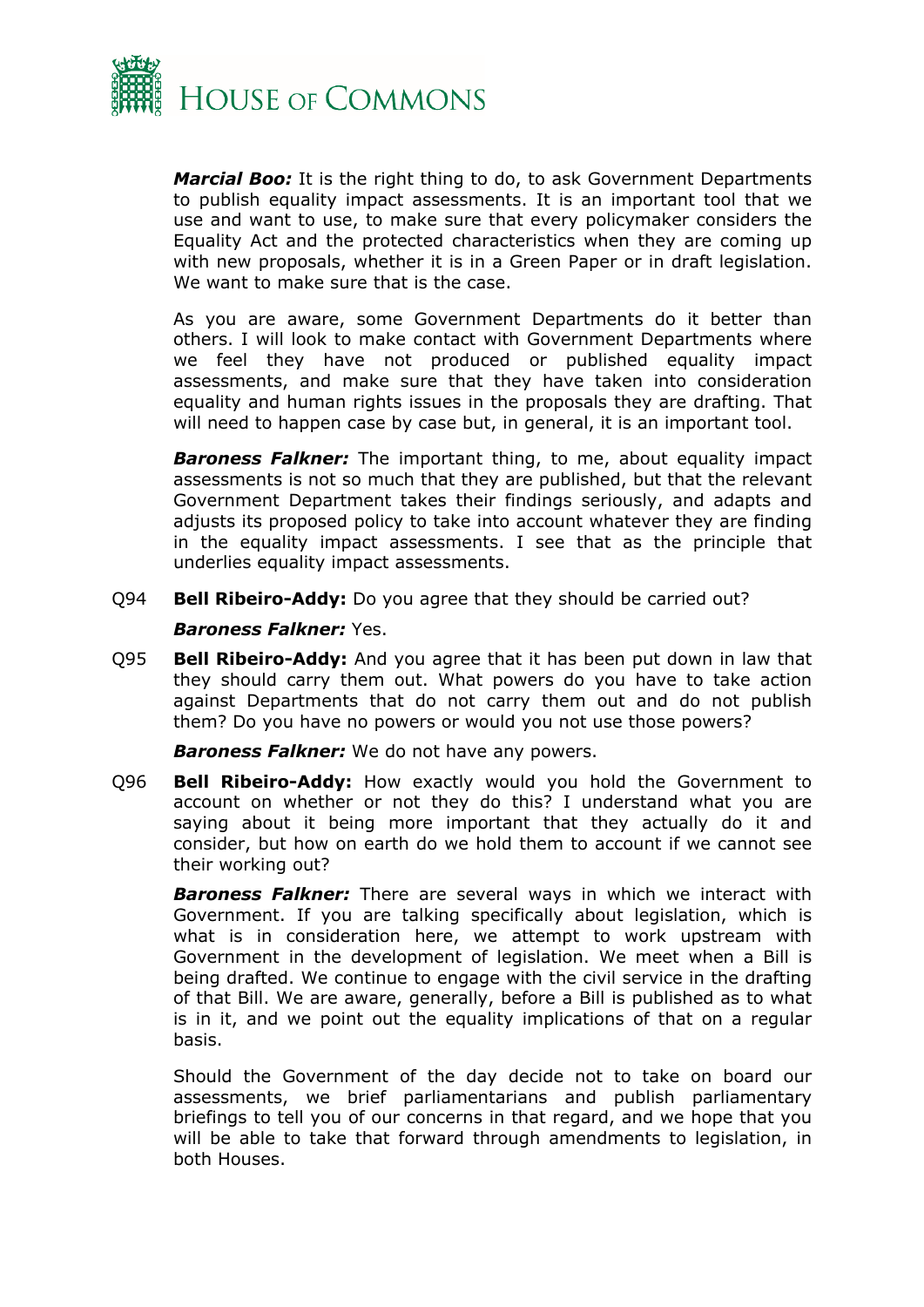***Marcial Boo:*** It is the right thing to do, to ask Government Departments to publish equality impact assessments. It is an important tool that we use and want to use, to make sure that every policymaker considers the Equality Act and the protected characteristics when they are coming up with new proposals, whether it is in a Green Paper or in draft legislation. We want to make sure that is the case.

As you are aware, some Government Departments do it better than others. I will look to make contact with Government Departments where we feel they have not produced or published equality impact assessments, and make sure that they have taken into consideration equality and human rights issues in the proposals they are drafting. That will need to happen case by case but, in general, it is an important tool.

***Baroness Falkner:*** The important thing, to me, about equality impact assessments is not so much that they are published, but that the relevant Government Department takes their findings seriously, and adapts and adjusts its proposed policy to take into account whatever they are finding in the equality impact assessments. I see that as the principle that underlies equality impact assessments.

Q94 **Bell Ribeiro-Addy:** Do you agree that they should be carried out?

***Baroness Falkner:*** Yes.

Q95 **Bell Ribeiro-Addy:** And you agree that it has been put down in law that they should carry them out. What powers do you have to take action against Departments that do not carry them out and do not publish them? Do you have no powers or would you not use those powers?

***Baroness Falkner:*** We do not have any powers.

Q96 **Bell Ribeiro-Addy:** How exactly would you hold the Government to account on whether or not they do this? I understand what you are saying about it being more important that they actually do it and consider, but how on earth do we hold them to account if we cannot see their working out?

***Baroness Falkner:*** There are several ways in which we interact with Government. If you are talking specifically about legislation, which is what is in consideration here, we attempt to work upstream with Government in the development of legislation. We meet when a Bill is being drafted. We continue to engage with the civil service in the drafting of that Bill. We are aware, generally, before a Bill is published as to what is in it, and we point out the equality implications of that on a regular basis.

Should the Government of the day decide not to take on board our assessments, we brief parliamentarians and publish parliamentary briefings to tell you of our concerns in that regard, and we hope that you will be able to take that forward through amendments to legislation, in both Houses.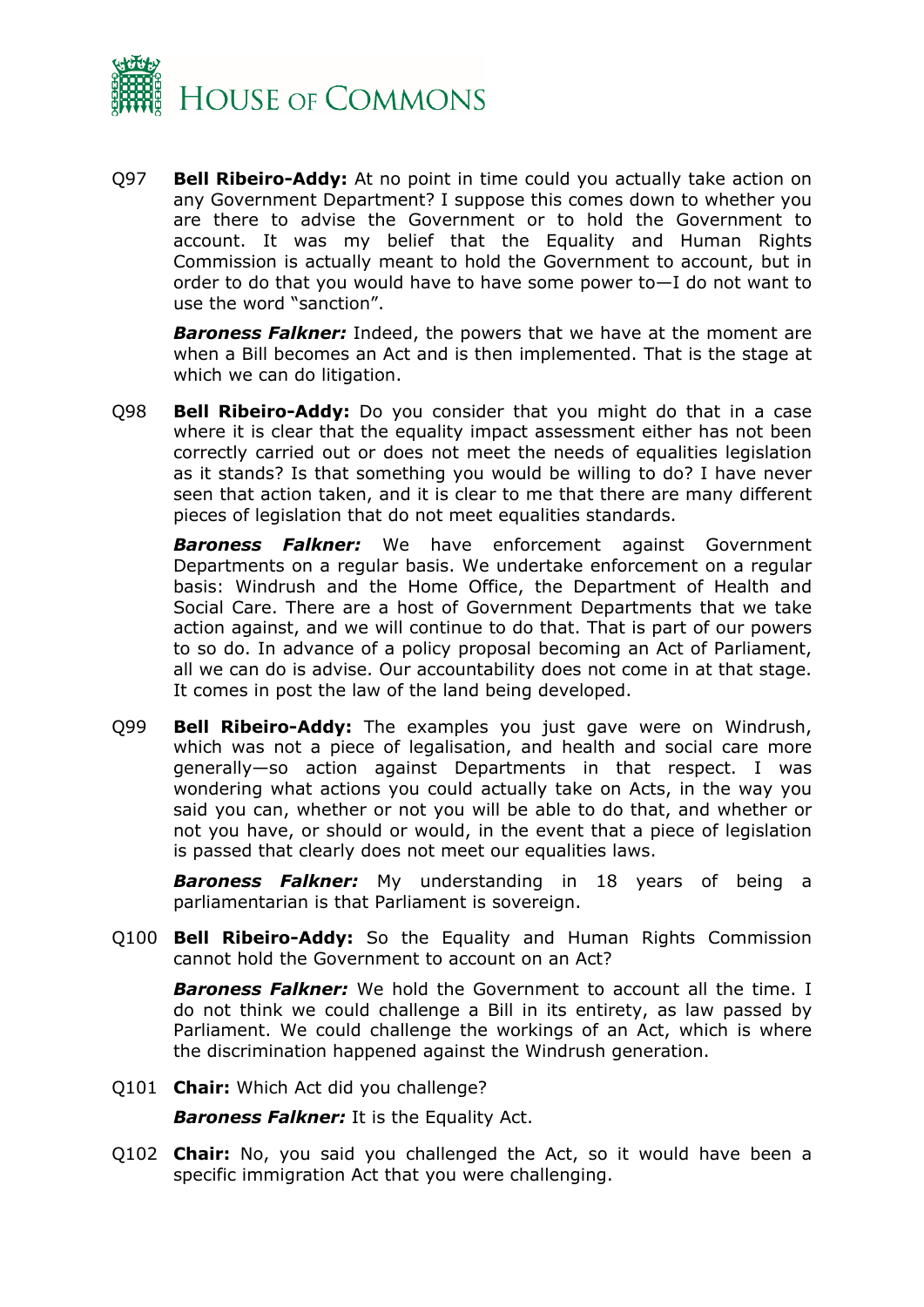Q97 **Bell Ribeiro-Addy:** At no point in time could you actually take action on any Government Department? I suppose this comes down to whether you are there to advise the Government or to hold the Government to account. It was my belief that the Equality and Human Rights Commission is actually meant to hold the Government to account, but in order to do that you would have to have some power to—I do not want to use the word "sanction".

***Baroness Falkner:*** Indeed, the powers that we have at the moment are when a Bill becomes an Act and is then implemented. That is the stage at which we can do litigation.

Q98 **Bell Ribeiro-Addy:** Do you consider that you might do that in a case where it is clear that the equality impact assessment either has not been correctly carried out or does not meet the needs of equalities legislation as it stands? Is that something you would be willing to do? I have never seen that action taken, and it is clear to me that there are many different pieces of legislation that do not meet equalities standards.

***Baroness Falkner:*** We have enforcement against Government Departments on a regular basis. We undertake enforcement on a regular basis: Windrush and the Home Office, the Department of Health and Social Care. There are a host of Government Departments that we take action against, and we will continue to do that. That is part of our powers to so do. In advance of a policy proposal becoming an Act of Parliament, all we can do is advise. Our accountability does not come in at that stage. It comes in post the law of the land being developed.

Q99 **Bell Ribeiro-Addy:** The examples you just gave were on Windrush, which was not a piece of legalisation, and health and social care more generally—so action against Departments in that respect. I was wondering what actions you could actually take on Acts, in the way you said you can, whether or not you will be able to do that, and whether or not you have, or should or would, in the event that a piece of legislation is passed that clearly does not meet our equalities laws.

***Baroness Falkner:*** My understanding in 18 years of being a parliamentarian is that Parliament is sovereign.

Q100 **Bell Ribeiro-Addy:** So the Equality and Human Rights Commission cannot hold the Government to account on an Act?

***Baroness Falkner:*** We hold the Government to account all the time. I do not think we could challenge a Bill in its entirety, as law passed by Parliament. We could challenge the workings of an Act, which is where the discrimination happened against the Windrush generation.

Q101 **Chair:** Which Act did you challenge?

***Baroness Falkner:*** It is the Equality Act.

Q102 **Chair:** No, you said you challenged the Act, so it would have been a specific immigration Act that you were challenging.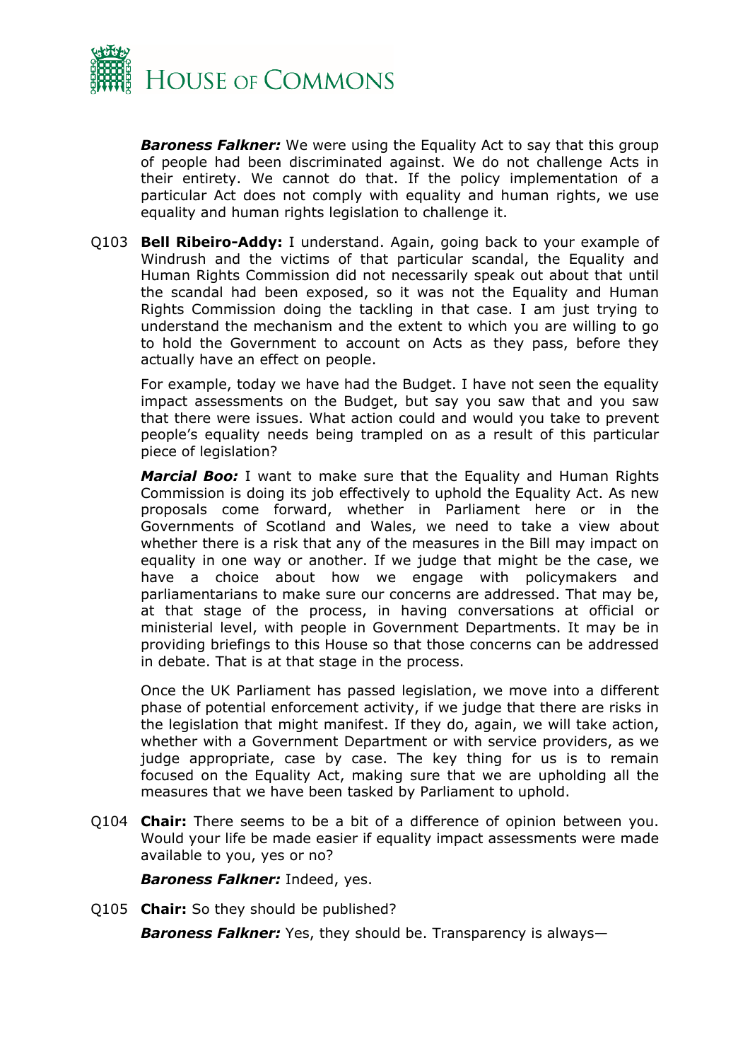***Baroness Falkner:*** We were using the Equality Act to say that this group of people had been discriminated against. We do not challenge Acts in their entirety. We cannot do that. If the policy implementation of a particular Act does not comply with equality and human rights, we use equality and human rights legislation to challenge it.

Q103 **Bell Ribeiro-Addy:** I understand. Again, going back to your example of Windrush and the victims of that particular scandal, the Equality and Human Rights Commission did not necessarily speak out about that until the scandal had been exposed, so it was not the Equality and Human Rights Commission doing the tackling in that case. I am just trying to understand the mechanism and the extent to which you are willing to go to hold the Government to account on Acts as they pass, before they actually have an effect on people.

For example, today we have had the Budget. I have not seen the equality impact assessments on the Budget, but say you saw that and you saw that there were issues. What action could and would you take to prevent people's equality needs being trampled on as a result of this particular piece of legislation?

***Marcial Boo:*** I want to make sure that the Equality and Human Rights Commission is doing its job effectively to uphold the Equality Act. As new proposals come forward, whether in Parliament here or in the Governments of Scotland and Wales, we need to take a view about whether there is a risk that any of the measures in the Bill may impact on equality in one way or another. If we judge that might be the case, we have a choice about how we engage with policymakers and parliamentarians to make sure our concerns are addressed. That may be, at that stage of the process, in having conversations at official or ministerial level, with people in Government Departments. It may be in providing briefings to this House so that those concerns can be addressed in debate. That is at that stage in the process.

Once the UK Parliament has passed legislation, we move into a different phase of potential enforcement activity, if we judge that there are risks in the legislation that might manifest. If they do, again, we will take action, whether with a Government Department or with service providers, as we judge appropriate, case by case. The key thing for us is to remain focused on the Equality Act, making sure that we are upholding all the measures that we have been tasked by Parliament to uphold.

Q104 **Chair:** There seems to be a bit of a difference of opinion between you. Would your life be made easier if equality impact assessments were made available to you, yes or no?

***Baroness Falkner:*** Indeed, yes.

Q105 **Chair:** So they should be published?

***Baroness Falkner:*** Yes, they should be. Transparency is always—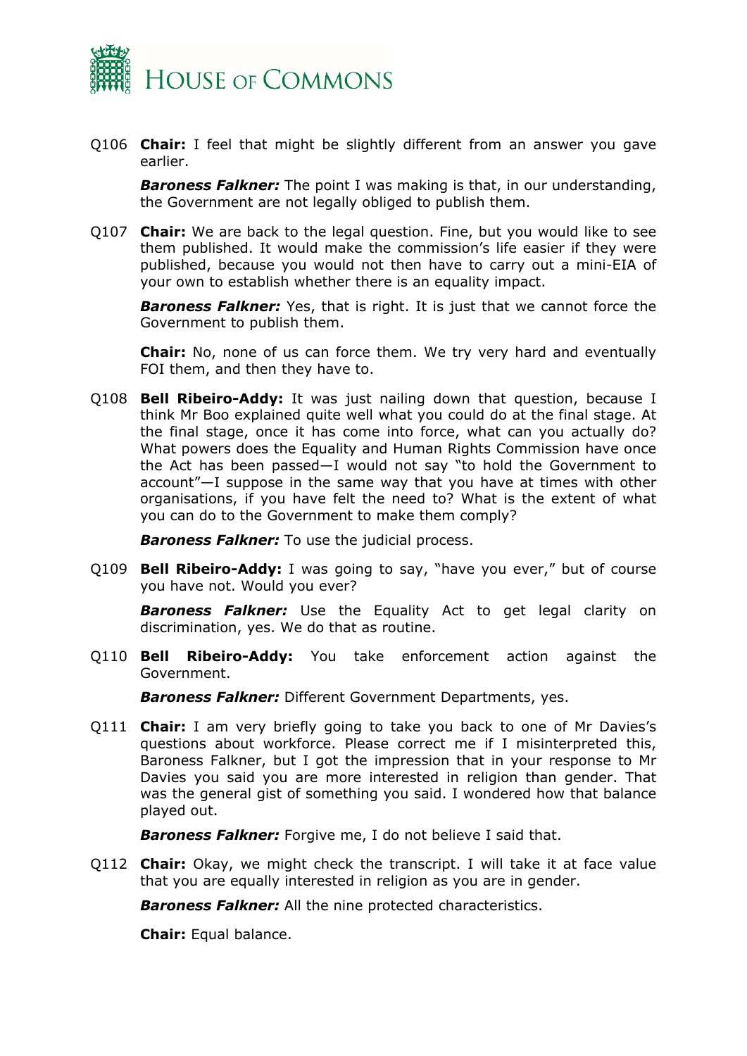Q106 **Chair:** I feel that might be slightly different from an answer you gave earlier.

***Baroness Falkner:*** The point I was making is that, in our understanding, the Government are not legally obliged to publish them.

Q107 **Chair:** We are back to the legal question. Fine, but you would like to see them published. It would make the commission's life easier if they were published, because you would not then have to carry out a mini-EIA of your own to establish whether there is an equality impact.

***Baroness Falkner:*** Yes, that is right. It is just that we cannot force the Government to publish them.

**Chair:** No, none of us can force them. We try very hard and eventually FOI them, and then they have to.

Q108 **Bell Ribeiro-Addy:** It was just nailing down that question, because I think Mr Boo explained quite well what you could do at the final stage. At the final stage, once it has come into force, what can you actually do? What powers does the Equality and Human Rights Commission have once the Act has been passed—I would not say "to hold the Government to account"—I suppose in the same way that you have at times with other organisations, if you have felt the need to? What is the extent of what you can do to the Government to make them comply?

***Baroness Falkner:*** To use the judicial process.

Q109 **Bell Ribeiro-Addy:** I was going to say, "have you ever," but of course you have not. Would you ever?

***Baroness Falkner:*** Use the Equality Act to get legal clarity on discrimination, yes. We do that as routine.

Q110 **Bell Ribeiro-Addy:** You take enforcement action against the Government.

***Baroness Falkner:*** Different Government Departments, yes.

Q111 **Chair:** I am very briefly going to take you back to one of Mr Davies's questions about workforce. Please correct me if I misinterpreted this, Baroness Falkner, but I got the impression that in your response to Mr Davies you said you are more interested in religion than gender. That was the general gist of something you said. I wondered how that balance played out.

***Baroness Falkner:*** Forgive me, I do not believe I said that.

Q112 **Chair:** Okay, we might check the transcript. I will take it at face value that you are equally interested in religion as you are in gender.

***Baroness Falkner:*** All the nine protected characteristics.

**Chair:** Equal balance.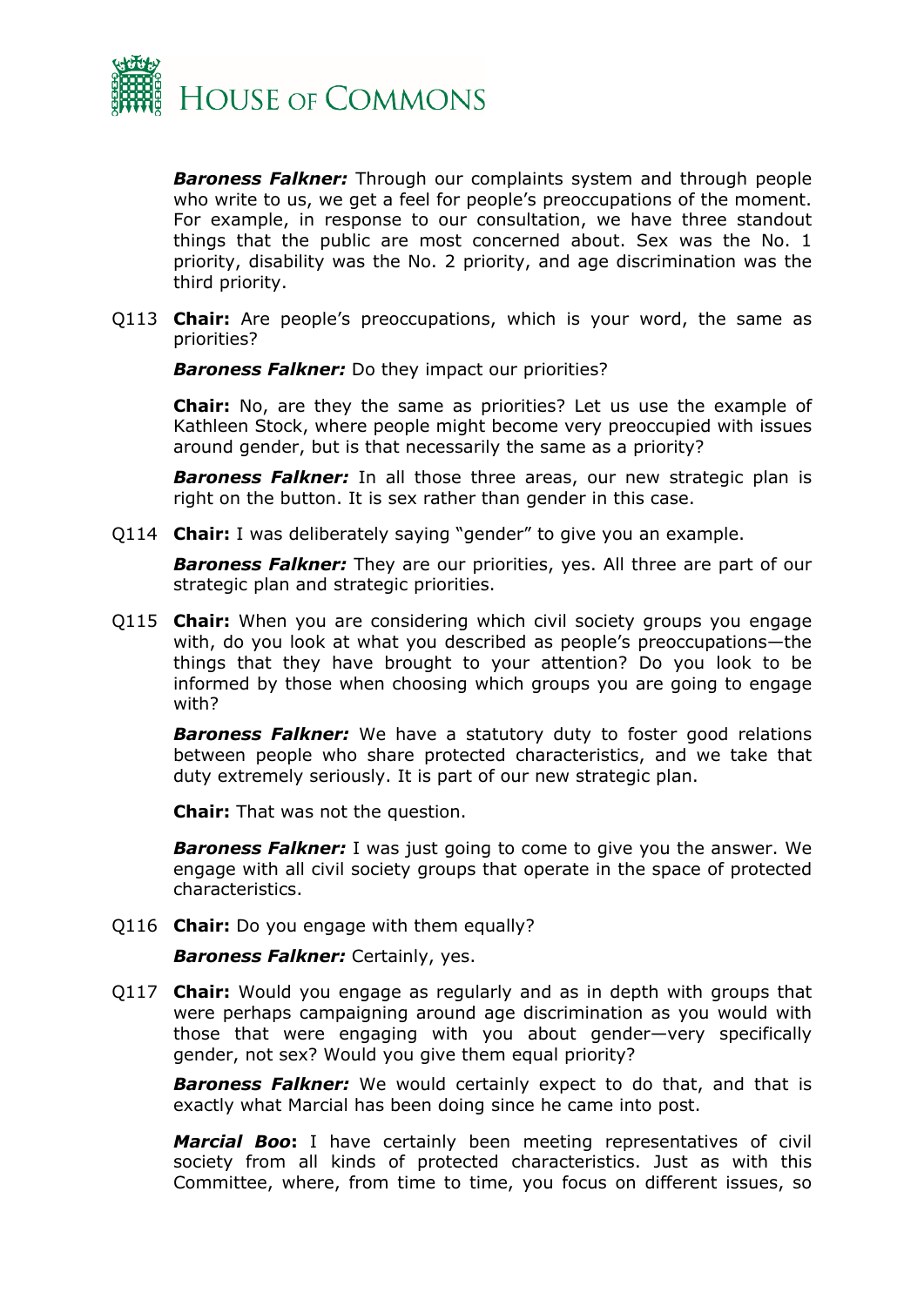***Baroness Falkner:*** Through our complaints system and through people who write to us, we get a feel for people's preoccupations of the moment. For example, in response to our consultation, we have three standout things that the public are most concerned about. Sex was the No. 1 priority, disability was the No. 2 priority, and age discrimination was the third priority.

Q113 **Chair:** Are people's preoccupations, which is your word, the same as priorities?

***Baroness Falkner:*** Do they impact our priorities?

**Chair:** No, are they the same as priorities? Let us use the example of Kathleen Stock, where people might become very preoccupied with issues around gender, but is that necessarily the same as a priority?

***Baroness Falkner:*** In all those three areas, our new strategic plan is right on the button. It is sex rather than gender in this case.

Q114 **Chair:** I was deliberately saying "gender" to give you an example.

***Baroness Falkner:*** They are our priorities, yes. All three are part of our strategic plan and strategic priorities.

Q115 **Chair:** When you are considering which civil society groups you engage with, do you look at what you described as people's preoccupations—the things that they have brought to your attention? Do you look to be informed by those when choosing which groups you are going to engage with?

***Baroness Falkner:*** We have a statutory duty to foster good relations between people who share protected characteristics, and we take that duty extremely seriously. It is part of our new strategic plan.

**Chair:** That was not the question.

***Baroness Falkner:*** I was just going to come to give you the answer. We engage with all civil society groups that operate in the space of protected characteristics.

Q116 **Chair:** Do you engage with them equally?

***Baroness Falkner:*** Certainly, yes.

Q117 **Chair:** Would you engage as regularly and as in depth with groups that were perhaps campaigning around age discrimination as you would with those that were engaging with you about gender—very specifically gender, not sex? Would you give them equal priority?

***Baroness Falkner:*** We would certainly expect to do that, and that is exactly what Marcial has been doing since he came into post.

***Marcial Boo*:** I have certainly been meeting representatives of civil society from all kinds of protected characteristics. Just as with this Committee, where, from time to time, you focus on different issues, so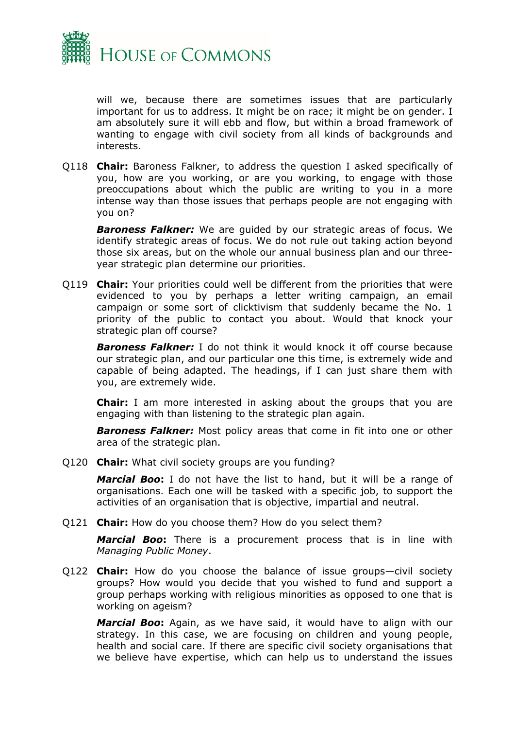will we, because there are sometimes issues that are particularly important for us to address. It might be on race; it might be on gender. I am absolutely sure it will ebb and flow, but within a broad framework of wanting to engage with civil society from all kinds of backgrounds and interests.

Q118 **Chair:** Baroness Falkner, to address the question I asked specifically of you, how are you working, or are you working, to engage with those preoccupations about which the public are writing to you in a more intense way than those issues that perhaps people are not engaging with you on?

***Baroness Falkner:*** We are guided by our strategic areas of focus. We identify strategic areas of focus. We do not rule out taking action beyond those six areas, but on the whole our annual business plan and our three-year strategic plan determine our priorities.

Q119 **Chair:** Your priorities could well be different from the priorities that were evidenced to you by perhaps a letter writing campaign, an email campaign or some sort of clicktivism that suddenly became the No. 1 priority of the public to contact you about. Would that knock your strategic plan off course?

***Baroness Falkner:*** I do not think it would knock it off course because our strategic plan, and our particular one this time, is extremely wide and capable of being adapted. The headings, if I can just share them with you, are extremely wide.

**Chair:** I am more interested in asking about the groups that you are engaging with than listening to the strategic plan again.

***Baroness Falkner:*** Most policy areas that come in fit into one or other area of the strategic plan.

Q120 **Chair:** What civil society groups are you funding?

***Marcial Boo*:** I do not have the list to hand, but it will be a range of organisations. Each one will be tasked with a specific job, to support the activities of an organisation that is objective, impartial and neutral.

Q121 **Chair:** How do you choose them? How do you select them?

***Marcial Boo*:** There is a procurement process that is in line with *Managing Public Money*.

Q122 **Chair:** How do you choose the balance of issue groups—civil society groups? How would you decide that you wished to fund and support a group perhaps working with religious minorities as opposed to one that is working on ageism?

***Marcial Boo*:** Again, as we have said, it would have to align with our strategy. In this case, we are focusing on children and young people, health and social care. If there are specific civil society organisations that we believe have expertise, which can help us to understand the issues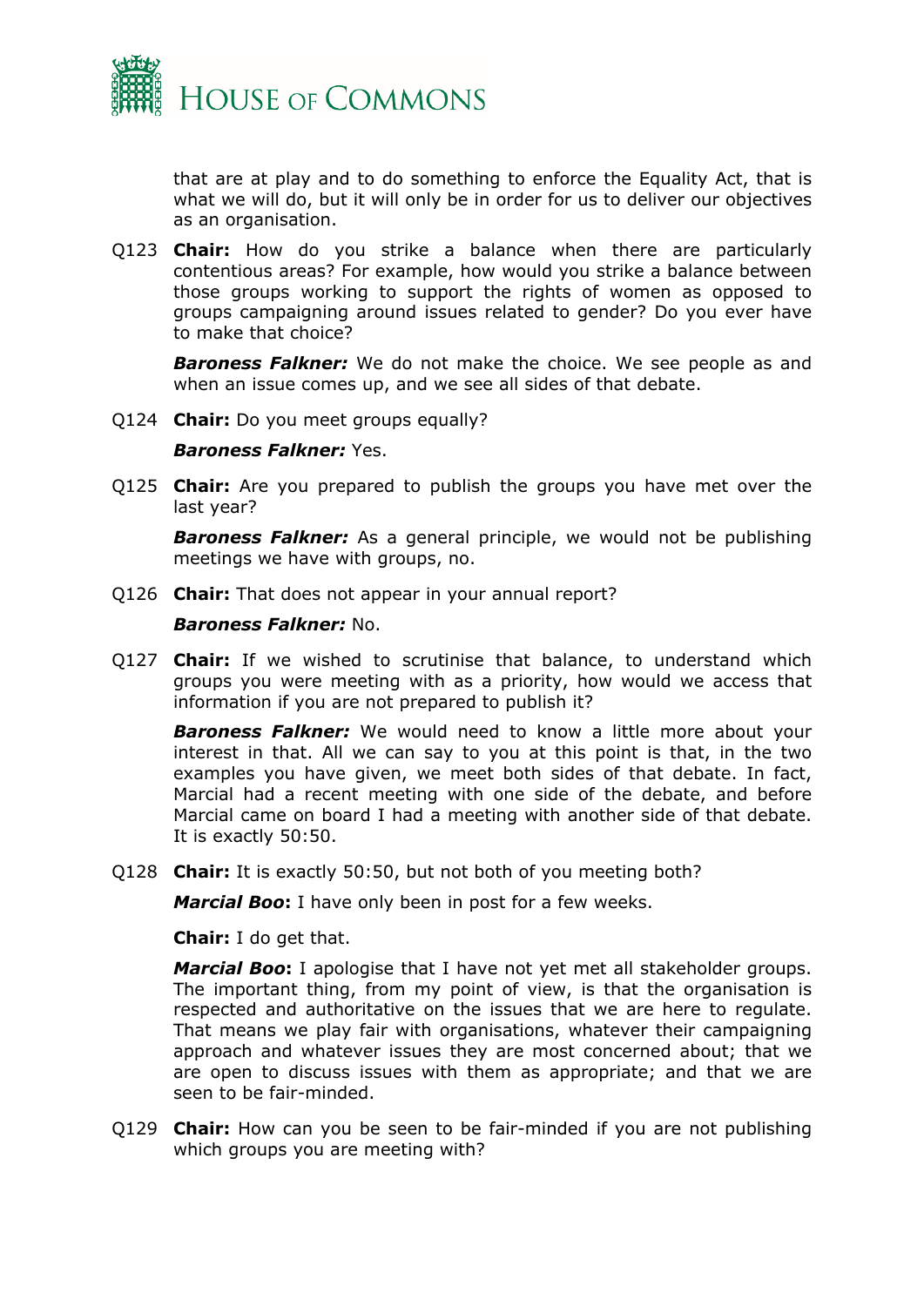that are at play and to do something to enforce the Equality Act, that is what we will do, but it will only be in order for us to deliver our objectives as an organisation.

Q123 **Chair:** How do you strike a balance when there are particularly contentious areas? For example, how would you strike a balance between those groups working to support the rights of women as opposed to groups campaigning around issues related to gender? Do you ever have to make that choice?

***Baroness Falkner:*** We do not make the choice. We see people as and when an issue comes up, and we see all sides of that debate.

Q124 **Chair:** Do you meet groups equally?

***Baroness Falkner:*** Yes.

Q125 **Chair:** Are you prepared to publish the groups you have met over the last year?

***Baroness Falkner:*** As a general principle, we would not be publishing meetings we have with groups, no.

Q126 **Chair:** That does not appear in your annual report?

***Baroness Falkner:*** No.

Q127 **Chair:** If we wished to scrutinise that balance, to understand which groups you were meeting with as a priority, how would we access that information if you are not prepared to publish it?

***Baroness Falkner:*** We would need to know a little more about your interest in that. All we can say to you at this point is that, in the two examples you have given, we meet both sides of that debate. In fact, Marcial had a recent meeting with one side of the debate, and before Marcial came on board I had a meeting with another side of that debate. It is exactly 50:50.

Q128 **Chair:** It is exactly 50:50, but not both of you meeting both?

***Marcial Boo*****:** I have only been in post for a few weeks.

**Chair:** I do get that.

***Marcial Boo*****:** I apologise that I have not yet met all stakeholder groups. The important thing, from my point of view, is that the organisation is respected and authoritative on the issues that we are here to regulate. That means we play fair with organisations, whatever their campaigning approach and whatever issues they are most concerned about; that we are open to discuss issues with them as appropriate; and that we are seen to be fair-minded.

Q129 **Chair:** How can you be seen to be fair-minded if you are not publishing which groups you are meeting with?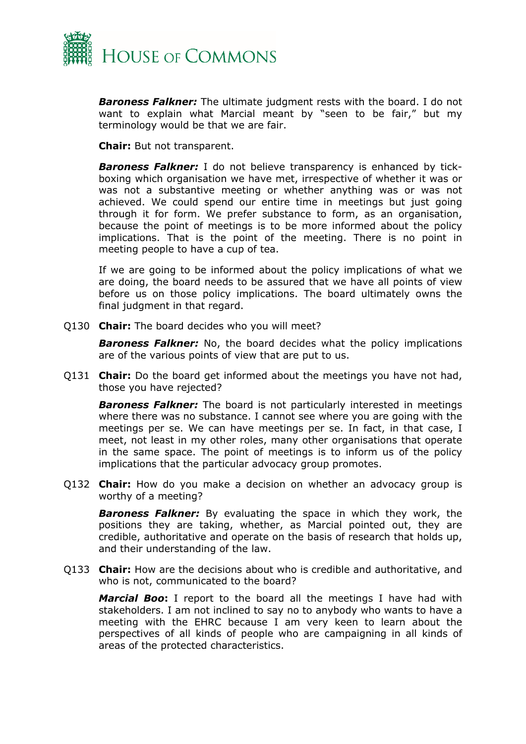***Baroness Falkner:*** The ultimate judgment rests with the board. I do not want to explain what Marcial meant by "seen to be fair," but my terminology would be that we are fair.

**Chair:** But not transparent.

***Baroness Falkner:*** I do not believe transparency is enhanced by tick-boxing which organisation we have met, irrespective of whether it was or was not a substantive meeting or whether anything was or was not achieved. We could spend our entire time in meetings but just going through it for form. We prefer substance to form, as an organisation, because the point of meetings is to be more informed about the policy implications. That is the point of the meeting. There is no point in meeting people to have a cup of tea.

If we are going to be informed about the policy implications of what we are doing, the board needs to be assured that we have all points of view before us on those policy implications. The board ultimately owns the final judgment in that regard.

Q130 **Chair:** The board decides who you will meet?

***Baroness Falkner:*** No, the board decides what the policy implications are of the various points of view that are put to us.

Q131 **Chair:** Do the board get informed about the meetings you have not had, those you have rejected?

***Baroness Falkner:*** The board is not particularly interested in meetings where there was no substance. I cannot see where you are going with the meetings per se. We can have meetings per se. In fact, in that case, I meet, not least in my other roles, many other organisations that operate in the same space. The point of meetings is to inform us of the policy implications that the particular advocacy group promotes.

Q132 **Chair:** How do you make a decision on whether an advocacy group is worthy of a meeting?

***Baroness Falkner:*** By evaluating the space in which they work, the positions they are taking, whether, as Marcial pointed out, they are credible, authoritative and operate on the basis of research that holds up, and their understanding of the law.

Q133 **Chair:** How are the decisions about who is credible and authoritative, and who is not, communicated to the board?

***Marcial Boo*:** I report to the board all the meetings I have had with stakeholders. I am not inclined to say no to anybody who wants to have a meeting with the EHRC because I am very keen to learn about the perspectives of all kinds of people who are campaigning in all kinds of areas of the protected characteristics.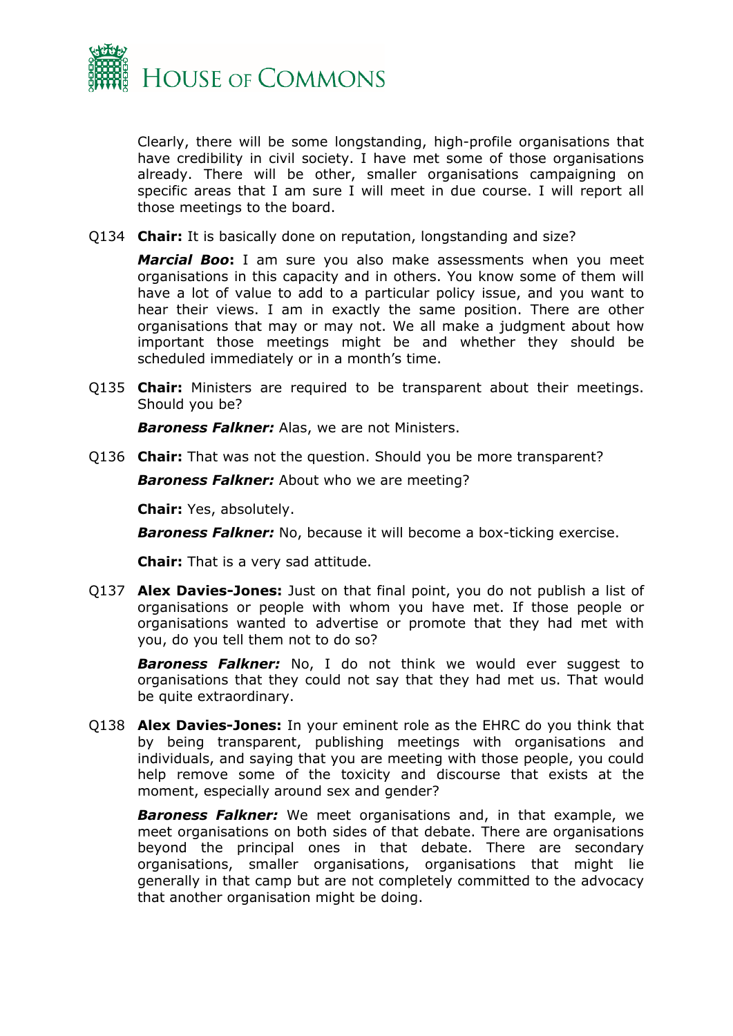Clearly, there will be some longstanding, high-profile organisations that have credibility in civil society. I have met some of those organisations already. There will be other, smaller organisations campaigning on specific areas that I am sure I will meet in due course. I will report all those meetings to the board.

Q134 **Chair:** It is basically done on reputation, longstanding and size?

***Marcial Boo*:** I am sure you also make assessments when you meet organisations in this capacity and in others. You know some of them will have a lot of value to add to a particular policy issue, and you want to hear their views. I am in exactly the same position. There are other organisations that may or may not. We all make a judgment about how important those meetings might be and whether they should be scheduled immediately or in a month's time.

Q135 **Chair:** Ministers are required to be transparent about their meetings. Should you be?

***Baroness Falkner:*** Alas, we are not Ministers.

Q136 **Chair:** That was not the question. Should you be more transparent?

***Baroness Falkner:*** About who we are meeting?

**Chair:** Yes, absolutely.

***Baroness Falkner:*** No, because it will become a box-ticking exercise.

**Chair:** That is a very sad attitude.

Q137 **Alex Davies-Jones:** Just on that final point, you do not publish a list of organisations or people with whom you have met. If those people or organisations wanted to advertise or promote that they had met with you, do you tell them not to do so?

***Baroness Falkner:*** No, I do not think we would ever suggest to organisations that they could not say that they had met us. That would be quite extraordinary.

Q138 **Alex Davies-Jones:** In your eminent role as the EHRC do you think that by being transparent, publishing meetings with organisations and individuals, and saying that you are meeting with those people, you could help remove some of the toxicity and discourse that exists at the moment, especially around sex and gender?

***Baroness Falkner:*** We meet organisations and, in that example, we meet organisations on both sides of that debate. There are organisations beyond the principal ones in that debate. There are secondary organisations, smaller organisations, organisations that might lie generally in that camp but are not completely committed to the advocacy that another organisation might be doing.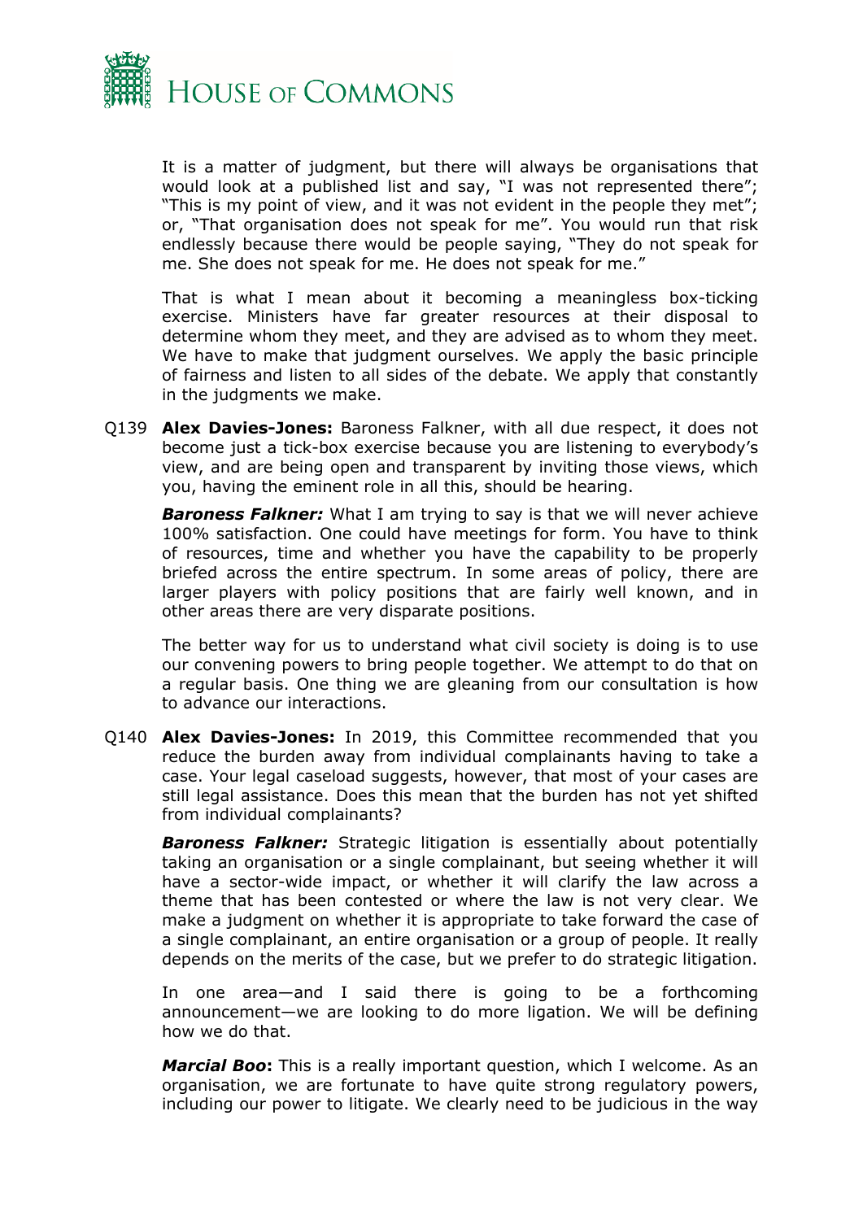It is a matter of judgment, but there will always be organisations that would look at a published list and say, "I was not represented there"; "This is my point of view, and it was not evident in the people they met"; or, "That organisation does not speak for me". You would run that risk endlessly because there would be people saying, "They do not speak for me. She does not speak for me. He does not speak for me."

That is what I mean about it becoming a meaningless box-ticking exercise. Ministers have far greater resources at their disposal to determine whom they meet, and they are advised as to whom they meet. We have to make that judgment ourselves. We apply the basic principle of fairness and listen to all sides of the debate. We apply that constantly in the judgments we make.

Q139 **Alex Davies-Jones:** Baroness Falkner, with all due respect, it does not become just a tick-box exercise because you are listening to everybody's view, and are being open and transparent by inviting those views, which you, having the eminent role in all this, should be hearing.

***Baroness Falkner:*** What I am trying to say is that we will never achieve 100% satisfaction. One could have meetings for form. You have to think of resources, time and whether you have the capability to be properly briefed across the entire spectrum. In some areas of policy, there are larger players with policy positions that are fairly well known, and in other areas there are very disparate positions.

The better way for us to understand what civil society is doing is to use our convening powers to bring people together. We attempt to do that on a regular basis. One thing we are gleaning from our consultation is how to advance our interactions.

Q140 **Alex Davies-Jones:** In 2019, this Committee recommended that you reduce the burden away from individual complainants having to take a case. Your legal caseload suggests, however, that most of your cases are still legal assistance. Does this mean that the burden has not yet shifted from individual complainants?

***Baroness Falkner:*** Strategic litigation is essentially about potentially taking an organisation or a single complainant, but seeing whether it will have a sector-wide impact, or whether it will clarify the law across a theme that has been contested or where the law is not very clear. We make a judgment on whether it is appropriate to take forward the case of a single complainant, an entire organisation or a group of people. It really depends on the merits of the case, but we prefer to do strategic litigation.

In one area—and I said there is going to be a forthcoming announcement—we are looking to do more ligation. We will be defining how we do that.

***Marcial Boo*:** This is a really important question, which I welcome. As an organisation, we are fortunate to have quite strong regulatory powers, including our power to litigate. We clearly need to be judicious in the way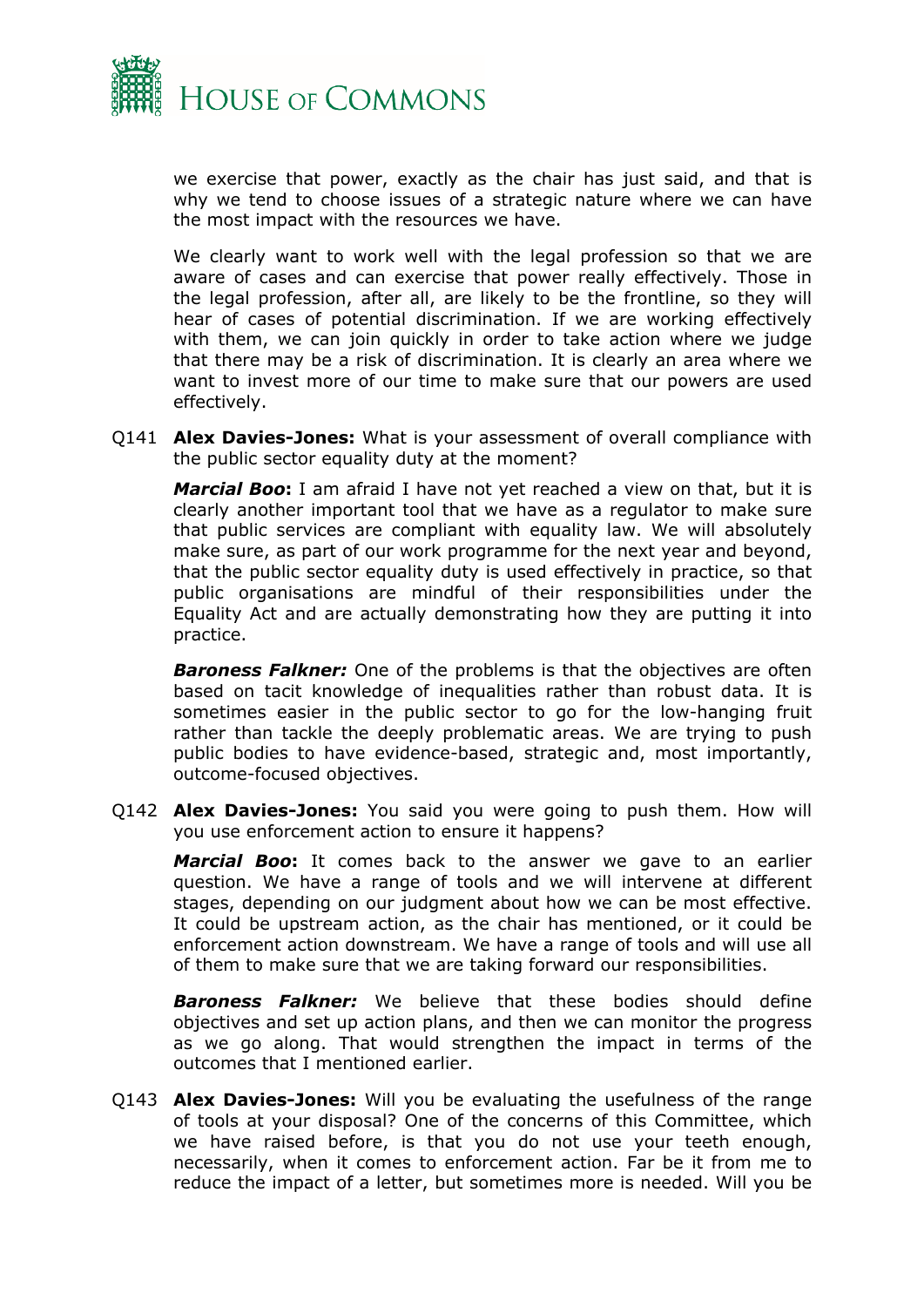we exercise that power, exactly as the chair has just said, and that is why we tend to choose issues of a strategic nature where we can have the most impact with the resources we have.

We clearly want to work well with the legal profession so that we are aware of cases and can exercise that power really effectively. Those in the legal profession, after all, are likely to be the frontline, so they will hear of cases of potential discrimination. If we are working effectively with them, we can join quickly in order to take action where we judge that there may be a risk of discrimination. It is clearly an area where we want to invest more of our time to make sure that our powers are used effectively.

Q141 **Alex Davies-Jones:** What is your assessment of overall compliance with the public sector equality duty at the moment?

***Marcial Boo*:** I am afraid I have not yet reached a view on that, but it is clearly another important tool that we have as a regulator to make sure that public services are compliant with equality law. We will absolutely make sure, as part of our work programme for the next year and beyond, that the public sector equality duty is used effectively in practice, so that public organisations are mindful of their responsibilities under the Equality Act and are actually demonstrating how they are putting it into practice.

***Baroness Falkner:*** One of the problems is that the objectives are often based on tacit knowledge of inequalities rather than robust data. It is sometimes easier in the public sector to go for the low-hanging fruit rather than tackle the deeply problematic areas. We are trying to push public bodies to have evidence-based, strategic and, most importantly, outcome-focused objectives.

Q142 **Alex Davies-Jones:** You said you were going to push them. How will you use enforcement action to ensure it happens?

***Marcial Boo*:** It comes back to the answer we gave to an earlier question. We have a range of tools and we will intervene at different stages, depending on our judgment about how we can be most effective. It could be upstream action, as the chair has mentioned, or it could be enforcement action downstream. We have a range of tools and will use all of them to make sure that we are taking forward our responsibilities.

***Baroness Falkner:*** We believe that these bodies should define objectives and set up action plans, and then we can monitor the progress as we go along. That would strengthen the impact in terms of the outcomes that I mentioned earlier.

Q143 **Alex Davies-Jones:** Will you be evaluating the usefulness of the range of tools at your disposal? One of the concerns of this Committee, which we have raised before, is that you do not use your teeth enough, necessarily, when it comes to enforcement action. Far be it from me to reduce the impact of a letter, but sometimes more is needed. Will you be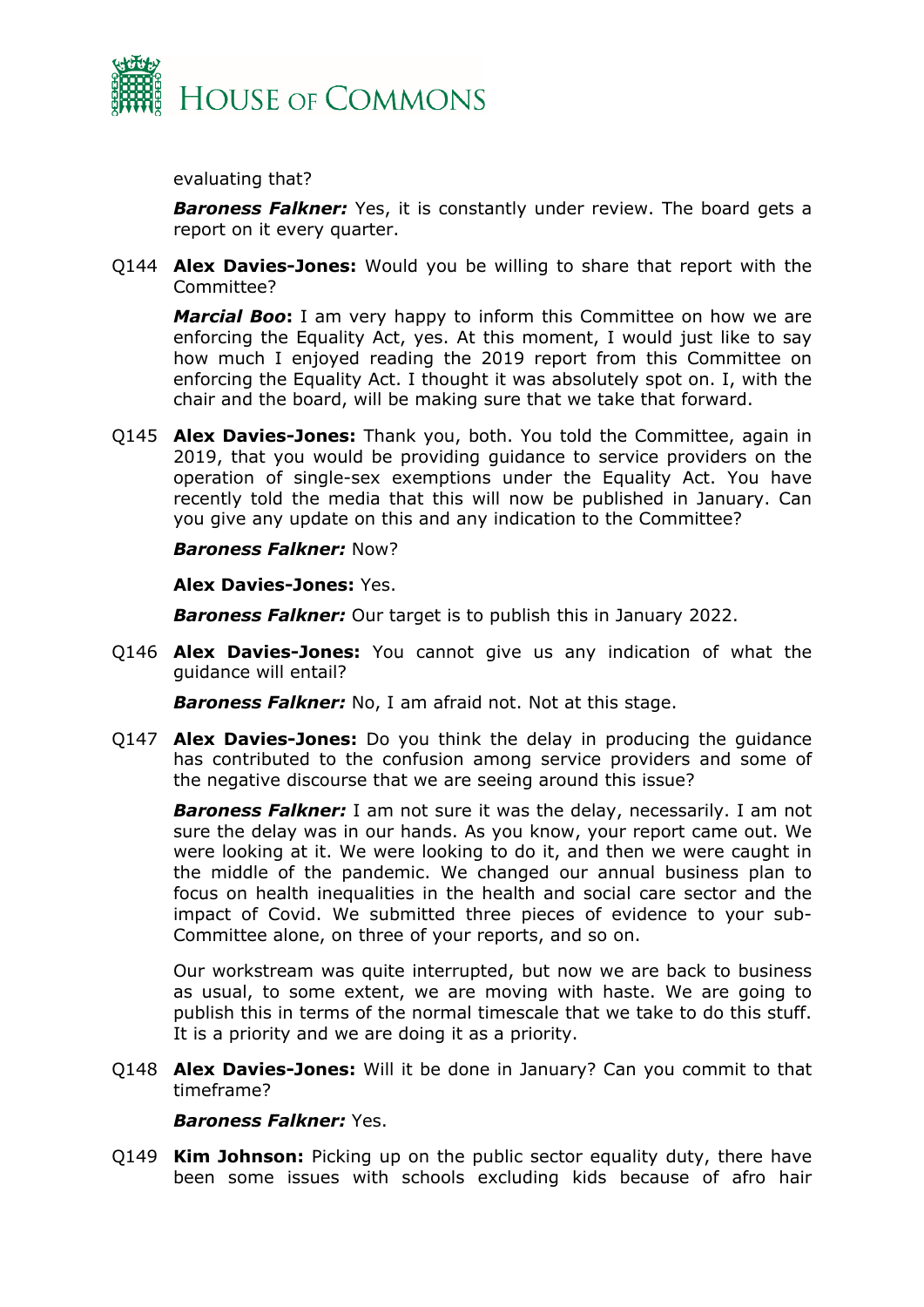evaluating that?

***Baroness Falkner:*** Yes, it is constantly under review. The board gets a report on it every quarter.

Q144 **Alex Davies-Jones:** Would you be willing to share that report with the Committee?

***Marcial Boo*****:** I am very happy to inform this Committee on how we are enforcing the Equality Act, yes. At this moment, I would just like to say how much I enjoyed reading the 2019 report from this Committee on enforcing the Equality Act. I thought it was absolutely spot on. I, with the chair and the board, will be making sure that we take that forward.

Q145 **Alex Davies-Jones:** Thank you, both. You told the Committee, again in 2019, that you would be providing guidance to service providers on the operation of single-sex exemptions under the Equality Act. You have recently told the media that this will now be published in January. Can you give any update on this and any indication to the Committee?

***Baroness Falkner:*** Now?

**Alex Davies-Jones:** Yes.

***Baroness Falkner:*** Our target is to publish this in January 2022.

Q146 **Alex Davies-Jones:** You cannot give us any indication of what the guidance will entail?

***Baroness Falkner:*** No, I am afraid not. Not at this stage.

Q147 **Alex Davies-Jones:** Do you think the delay in producing the guidance has contributed to the confusion among service providers and some of the negative discourse that we are seeing around this issue?

***Baroness Falkner:*** I am not sure it was the delay, necessarily. I am not sure the delay was in our hands. As you know, your report came out. We were looking at it. We were looking to do it, and then we were caught in the middle of the pandemic. We changed our annual business plan to focus on health inequalities in the health and social care sector and the impact of Covid. We submitted three pieces of evidence to your sub-Committee alone, on three of your reports, and so on.

Our workstream was quite interrupted, but now we are back to business as usual, to some extent, we are moving with haste. We are going to publish this in terms of the normal timescale that we take to do this stuff. It is a priority and we are doing it as a priority.

Q148 **Alex Davies-Jones:** Will it be done in January? Can you commit to that timeframe?

***Baroness Falkner:*** Yes.

Q149 **Kim Johnson:** Picking up on the public sector equality duty, there have been some issues with schools excluding kids because of afro hair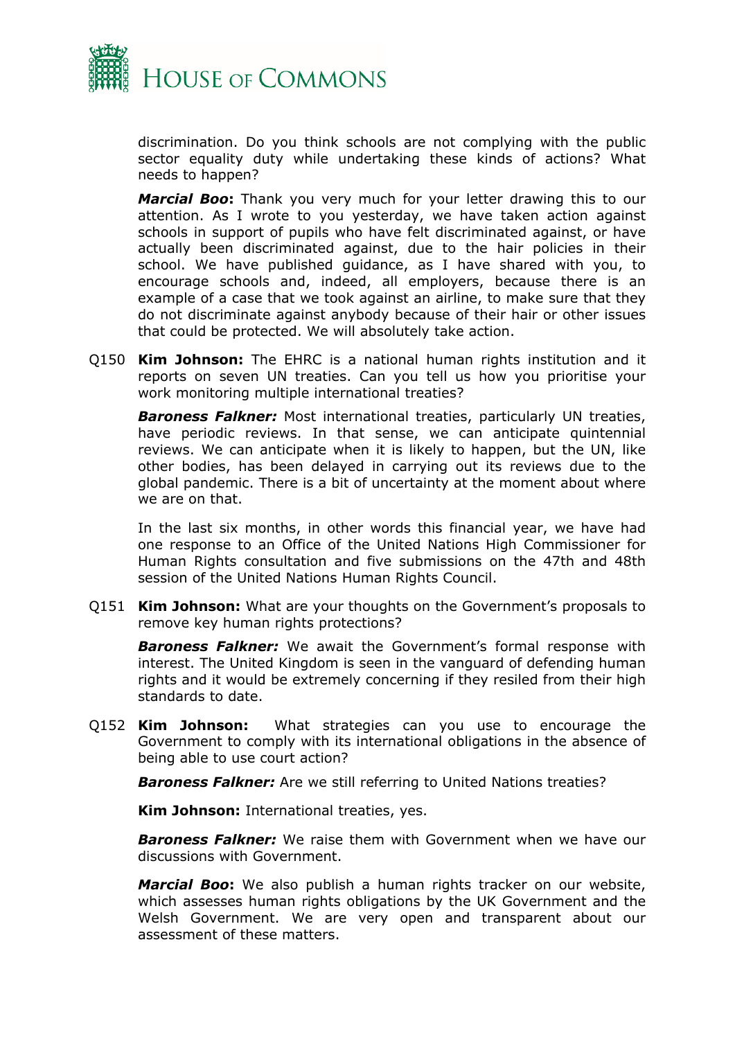discrimination. Do you think schools are not complying with the public sector equality duty while undertaking these kinds of actions? What needs to happen?

***Marcial Boo*****:** Thank you very much for your letter drawing this to our attention. As I wrote to you yesterday, we have taken action against schools in support of pupils who have felt discriminated against, or have actually been discriminated against, due to the hair policies in their school. We have published guidance, as I have shared with you, to encourage schools and, indeed, all employers, because there is an example of a case that we took against an airline, to make sure that they do not discriminate against anybody because of their hair or other issues that could be protected. We will absolutely take action.

Q150 **Kim Johnson:** The EHRC is a national human rights institution and it reports on seven UN treaties. Can you tell us how you prioritise your work monitoring multiple international treaties?

***Baroness Falkner:*** Most international treaties, particularly UN treaties, have periodic reviews. In that sense, we can anticipate quintennial reviews. We can anticipate when it is likely to happen, but the UN, like other bodies, has been delayed in carrying out its reviews due to the global pandemic. There is a bit of uncertainty at the moment about where we are on that.

In the last six months, in other words this financial year, we have had one response to an Office of the United Nations High Commissioner for Human Rights consultation and five submissions on the 47th and 48th session of the United Nations Human Rights Council.

Q151 **Kim Johnson:** What are your thoughts on the Government's proposals to remove key human rights protections?

***Baroness Falkner:*** We await the Government's formal response with interest. The United Kingdom is seen in the vanguard of defending human rights and it would be extremely concerning if they resiled from their high standards to date.

Q152 **Kim Johnson:** What strategies can you use to encourage the Government to comply with its international obligations in the absence of being able to use court action?

***Baroness Falkner:*** Are we still referring to United Nations treaties?

**Kim Johnson:** International treaties, yes.

***Baroness Falkner:*** We raise them with Government when we have our discussions with Government.

***Marcial Boo*****:** We also publish a human rights tracker on our website, which assesses human rights obligations by the UK Government and the Welsh Government. We are very open and transparent about our assessment of these matters.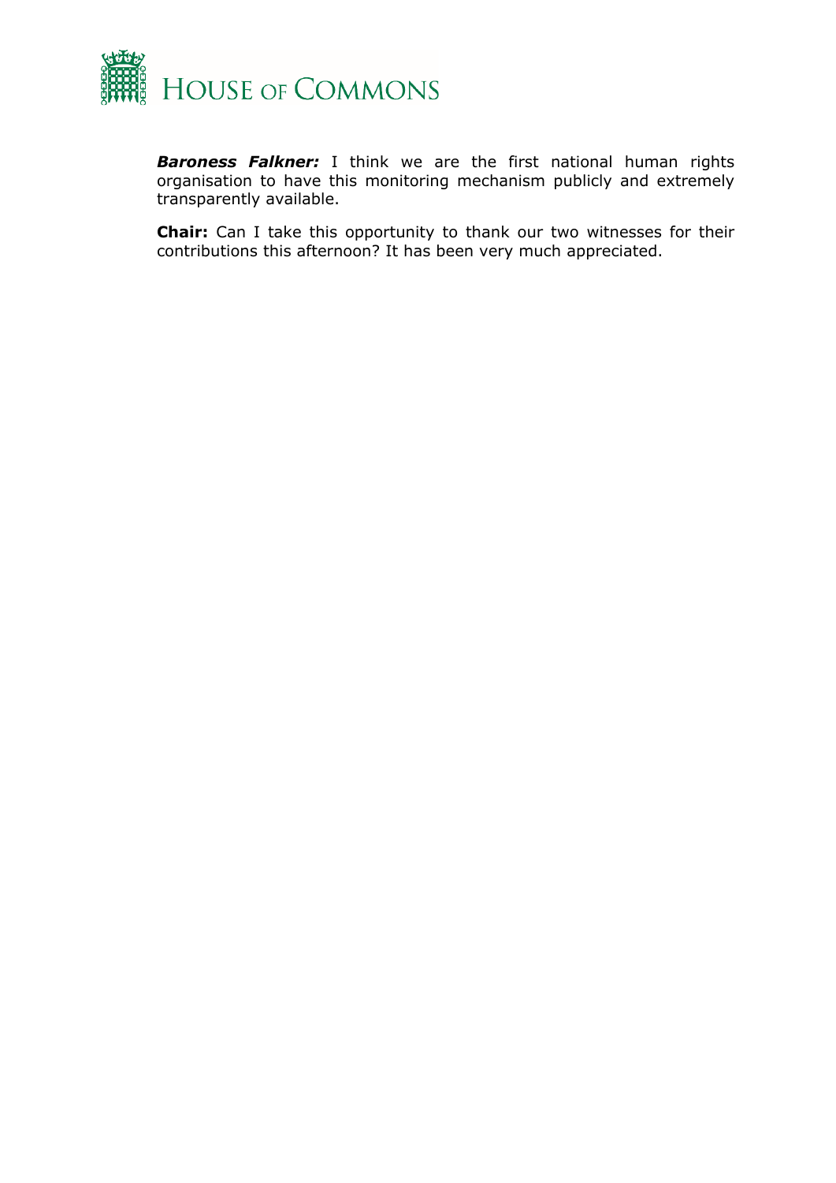***Baroness Falkner:*** I think we are the first national human rights organisation to have this monitoring mechanism publicly and extremely transparently available.

**Chair:** Can I take this opportunity to thank our two witnesses for their contributions this afternoon? It has been very much appreciated.